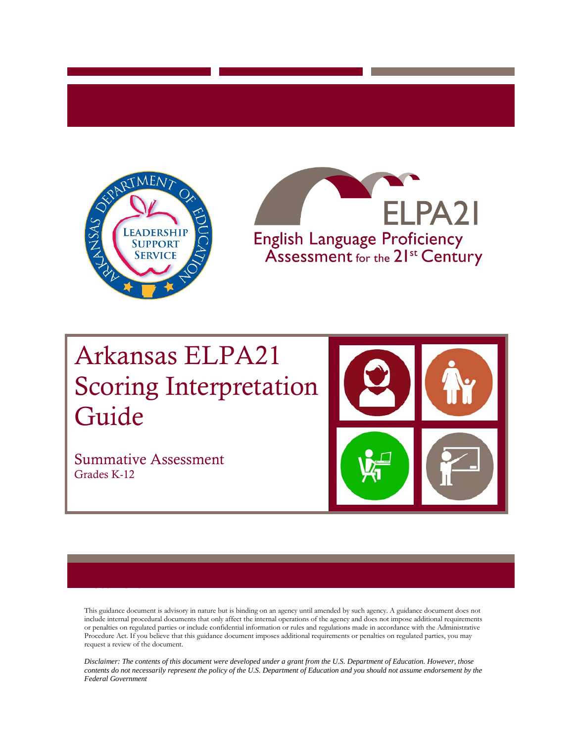# Arkansas ELPA21 Scoring Interpretation Guide

## Summative Assessment

Grades K-12

This guidance document is advisory in nature but is binding on an agency until amended by such agency. A guidance document does not include internal procedural documents that only affect the internal operations of the agency and does not impose additional requirements or penalties on regulated parties or include confidential information or rules and regulations made in accordance with the Administrative Procedure Act. If you believe that this guidance document imposes additional requirements or penalties on regulated parties, you may request a review of the document.

*Disclaimer: The contents of this document were developed under a grant from the U.S. Department of Education. However, those contents do not necessarily represent the policy of the U.S. Department of Education and you should not assume endorsement by the Federal Government*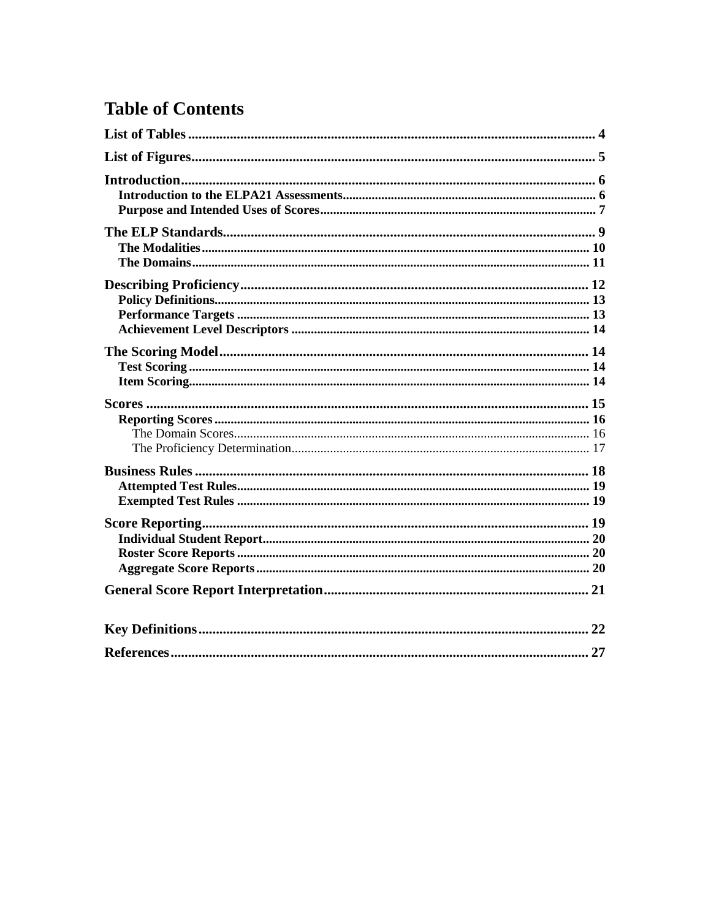# Table of Contents

**List of Tables** .......... 4

**List of Figures** .......... 5

**Introduction** .......... 6

- **Introduction to the ELPA21 Assessments** .......... 6
- **Purpose and Intended Uses of Scores** .......... 7

**The ELP Standards** .......... 9

- **The Modalities** .......... 10
- **The Domains** .......... 11

**Describing Proficiency** .......... 12

- **Policy Definitions** .......... 13
- **Performance Targets** .......... 13
- **Achievement Level Descriptors** .......... 14

**The Scoring Model** .......... 14

- **Test Scoring** .......... 14
- **Item Scoring** .......... 14

**Scores** .......... 15

- **Reporting Scores** .......... 16
  - The Domain Scores .......... 16
  - The Proficiency Determination .......... 17

**Business Rules** .......... 18

- **Attempted Test Rules** .......... 19
- **Exempted Test Rules** .......... 19

**Score Reporting** .......... 19

- **Individual Student Report** .......... 20
- **Roster Score Reports** .......... 20
- **Aggregate Score Reports** .......... 20

**General Score Report Interpretation** .......... 21

**Key Definitions** .......... 22

**References** .......... 27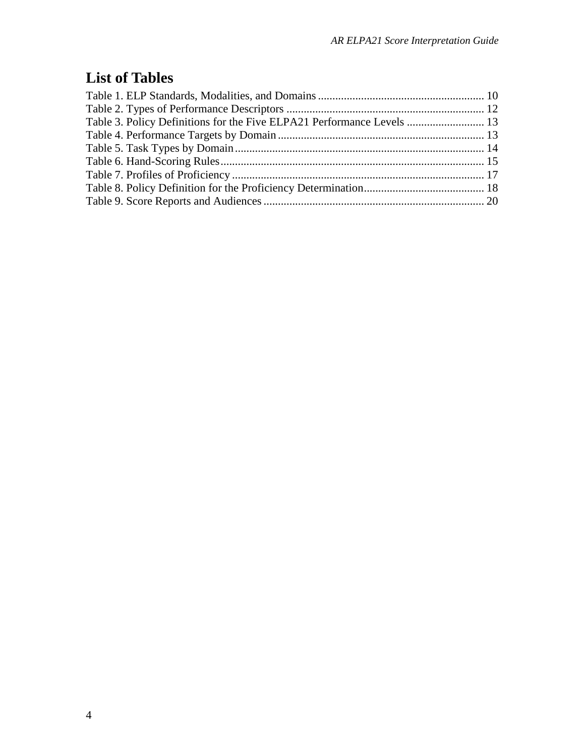## List of Tables

Table 1. ELP Standards, Modalities, and Domains .......................................................... 10
Table 2. Types of Performance Descriptors ..................................................................... 12
Table 3. Policy Definitions for the Five ELPA21 Performance Levels ........................... 13
Table 4. Performance Targets by Domain ........................................................................ 13
Table 5. Task Types by Domain ....................................................................................... 14
Table 6. Hand-Scoring Rules ............................................................................................ 15
Table 7. Profiles of Proficiency ........................................................................................ 17
Table 8. Policy Definition for the Proficiency Determination .......................................... 18
Table 9. Score Reports and Audiences ............................................................................. 20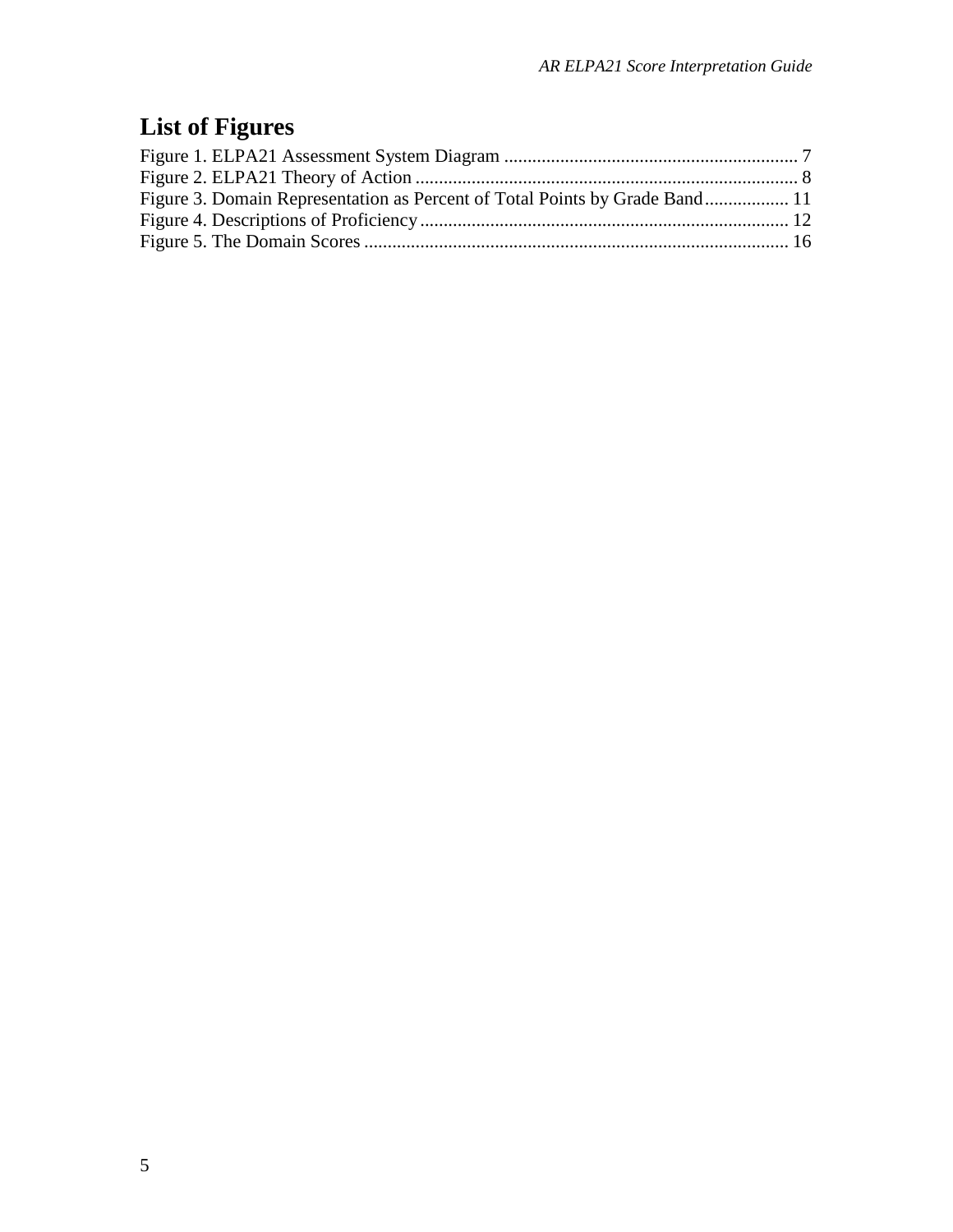# List of Figures

Figure 1. ELPA21 Assessment System Diagram ................................................................ 7
Figure 2. ELPA21 Theory of Action .................................................................................. 8
Figure 3. Domain Representation as Percent of Total Points by Grade Band.................. 11
Figure 4. Descriptions of Proficiency............................................................................... 12
Figure 5. The Domain Scores ........................................................................................... 16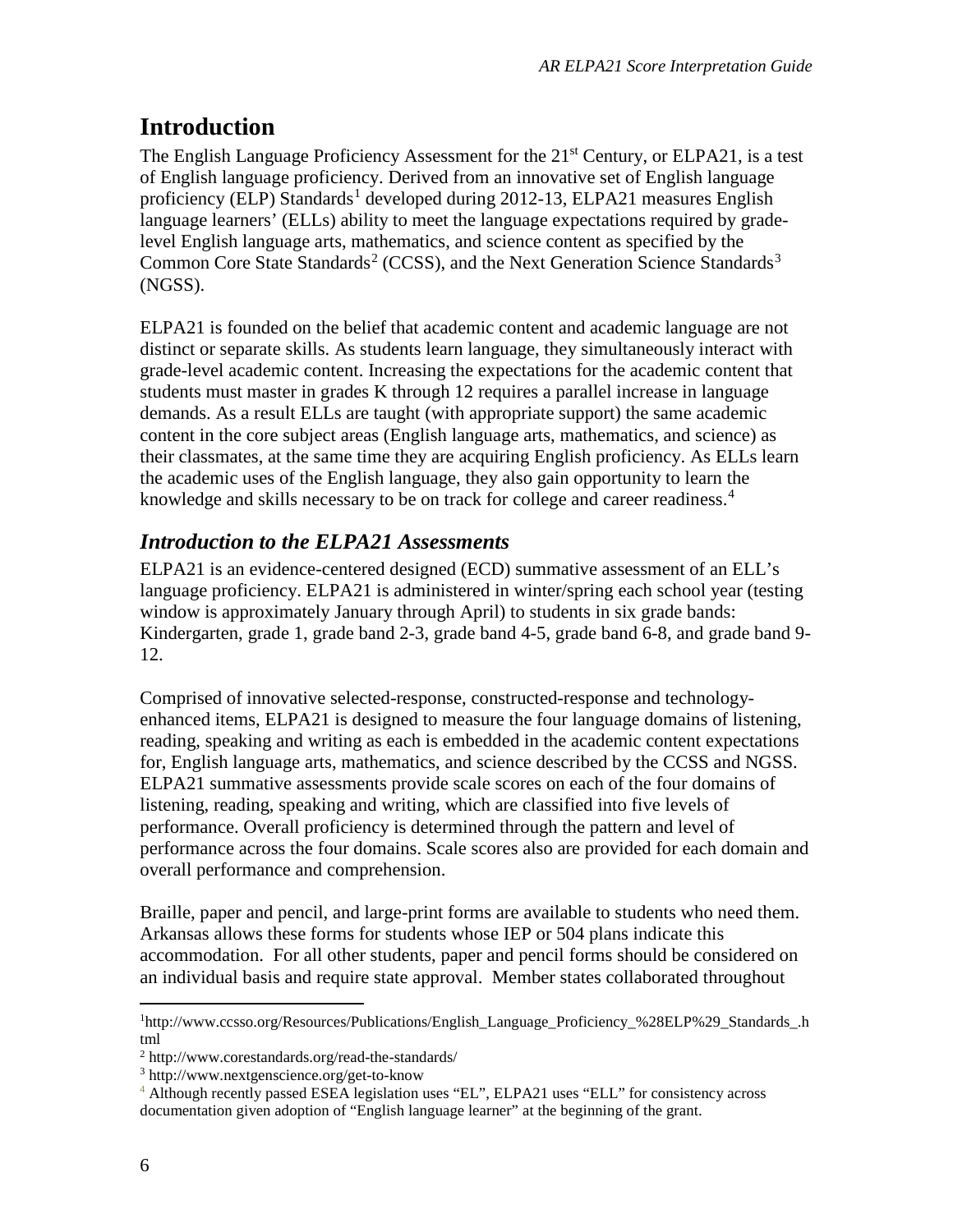# Introduction

The English Language Proficiency Assessment for the 21st Century, or ELPA21, is a test of English language proficiency. Derived from an innovative set of English language proficiency (ELP) Standards[1] developed during 2012-13, ELPA21 measures English language learners' (ELLs) ability to meet the language expectations required by grade-level English language arts, mathematics, and science content as specified by the Common Core State Standards[2] (CCSS), and the Next Generation Science Standards[3] (NGSS).

ELPA21 is founded on the belief that academic content and academic language are not distinct or separate skills. As students learn language, they simultaneously interact with grade-level academic content. Increasing the expectations for the academic content that students must master in grades K through 12 requires a parallel increase in language demands. As a result ELLs are taught (with appropriate support) the same academic content in the core subject areas (English language arts, mathematics, and science) as their classmates, at the same time they are acquiring English proficiency. As ELLs learn the academic uses of the English language, they also gain opportunity to learn the knowledge and skills necessary to be on track for college and career readiness.[4]

## *Introduction to the ELPA21 Assessments*

ELPA21 is an evidence-centered designed (ECD) summative assessment of an ELL's language proficiency. ELPA21 is administered in winter/spring each school year (testing window is approximately January through April) to students in six grade bands: Kindergarten, grade 1, grade band 2-3, grade band 4-5, grade band 6-8, and grade band 9-12.

Comprised of innovative selected-response, constructed-response and technology-enhanced items, ELPA21 is designed to measure the four language domains of listening, reading, speaking and writing as each is embedded in the academic content expectations for, English language arts, mathematics, and science described by the CCSS and NGSS. ELPA21 summative assessments provide scale scores on each of the four domains of listening, reading, speaking and writing, which are classified into five levels of performance. Overall proficiency is determined through the pattern and level of performance across the four domains. Scale scores also are provided for each domain and overall performance and comprehension.

Braille, paper and pencil, and large-print forms are available to students who need them. Arkansas allows these forms for students whose IEP or 504 plans indicate this accommodation. For all other students, paper and pencil forms should be considered on an individual basis and require state approval. Member states collaborated throughout

---

[1] http://www.ccsso.org/Resources/Publications/English_Language_Proficiency_%28ELP%29_Standards_.html

[2] http://www.corestandards.org/read-the-standards/

[3] http://www.nextgenscience.org/get-to-know

[4] Although recently passed ESEA legislation uses "EL", ELPA21 uses "ELL" for consistency across documentation given adoption of "English language learner" at the beginning of the grant.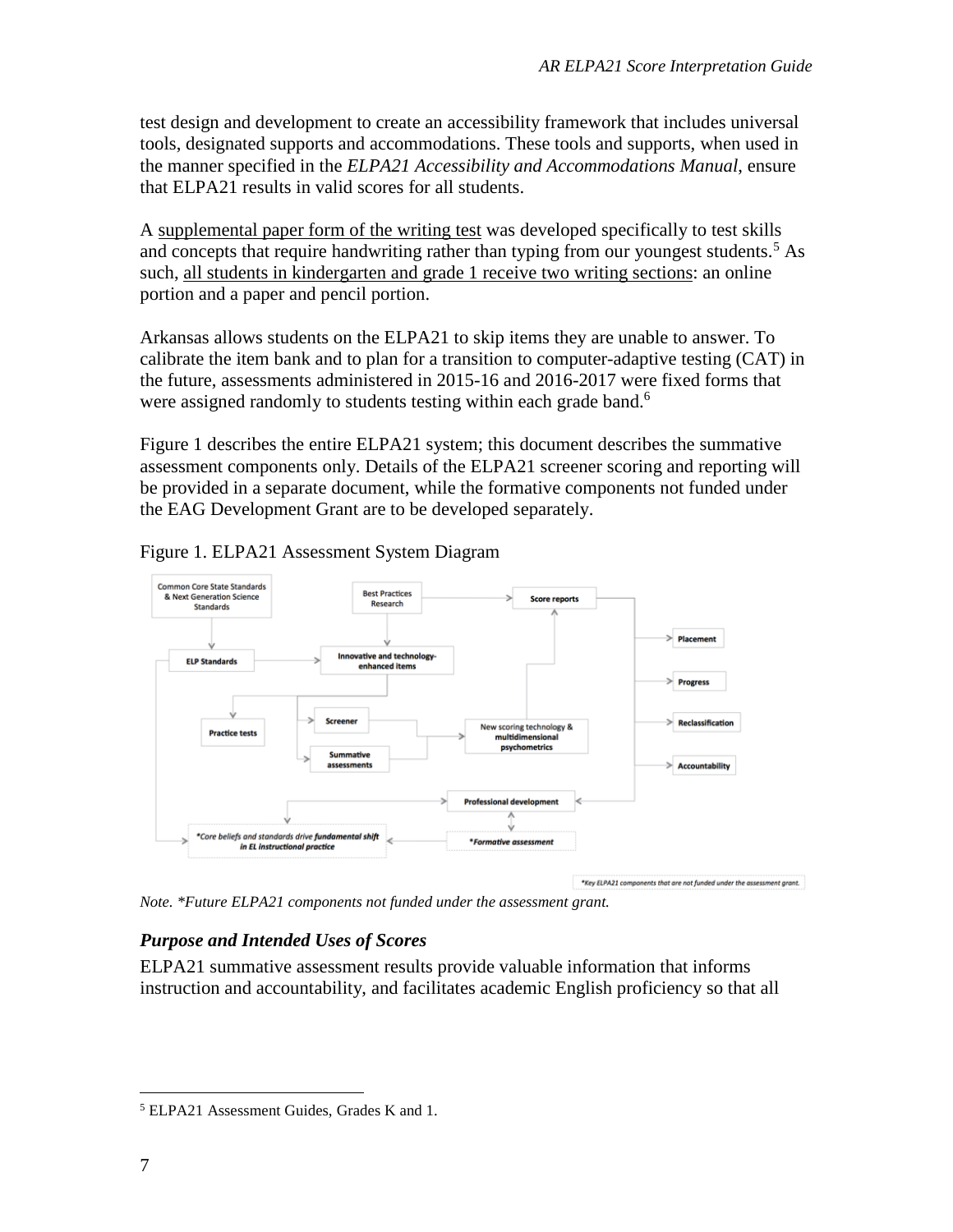test design and development to create an accessibility framework that includes universal tools, designated supports and accommodations. These tools and supports, when used in the manner specified in the *ELPA21 Accessibility and Accommodations Manual*, ensure that ELPA21 results in valid scores for all students.

A supplemental paper form of the writing test was developed specifically to test skills and concepts that require handwriting rather than typing from our youngest students.[5] As such, all students in kindergarten and grade 1 receive two writing sections: an online portion and a paper and pencil portion.

Arkansas allows students on the ELPA21 to skip items they are unable to answer. To calibrate the item bank and to plan for a transition to computer-adaptive testing (CAT) in the future, assessments administered in 2015-16 and 2016-2017 were fixed forms that were assigned randomly to students testing within each grade band.[6]

Figure 1 describes the entire ELPA21 system; this document describes the summative assessment components only. Details of the ELPA21 screener scoring and reporting will be provided in a separate document, while the formative components not funded under the EAG Development Grant are to be developed separately.

Figure 1. ELPA21 Assessment System Diagram

*Note. \*Future ELPA21 components not funded under the assessment grant.*

### *Purpose and Intended Uses of Scores*

ELPA21 summative assessment results provide valuable information that informs instruction and accountability, and facilitates academic English proficiency so that all

[5] ELPA21 Assessment Guides, Grades K and 1.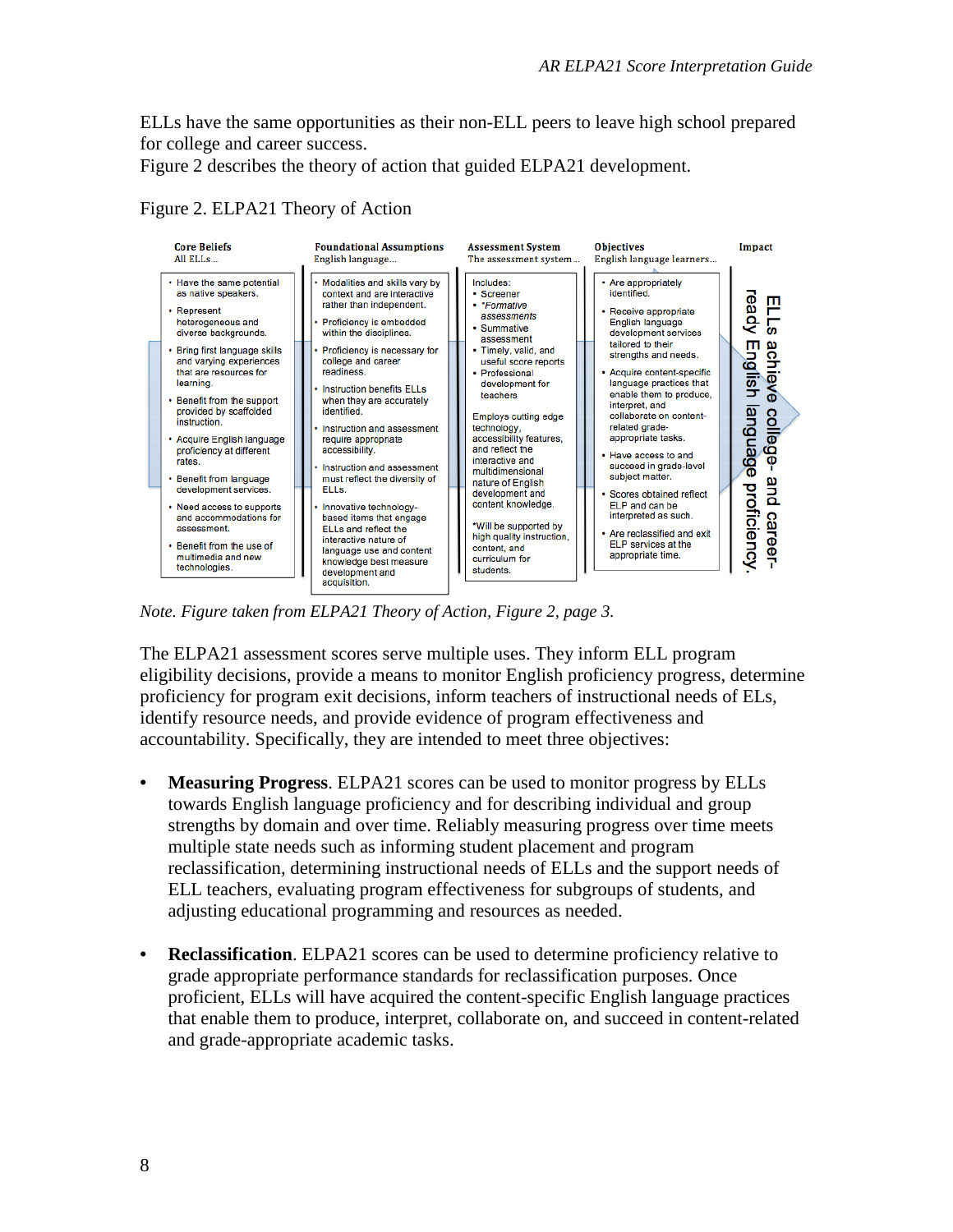ELLs have the same opportunities as their non-ELL peers to leave high school prepared for college and career success.
Figure 2 describes the theory of action that guided ELPA21 development.

Figure 2. ELPA21 Theory of Action

| Core Beliefs<br>All ELLs... | Foundational Assumptions<br>English language... | Assessment System<br>The assessment system... | Objectives<br>English language learners... | Impact |
|---|---|---|---|---|
| • Have the same potential as native speakers.<br>• Represent heterogeneous and diverse backgrounds.<br>• Bring first language skills and varying experiences that are resources for learning.<br>• Benefit from the support provided by scaffolded instruction.<br>• Acquire English language proficiency at different rates.<br>• Benefit from language development services.<br>• Need access to supports and accommodations for assessment.<br>• Benefit from the use of multimedia and new technologies. | • Modalities and skills vary by context and are interactive rather than independent.<br>• Proficiency is embedded within the disciplines.<br>• Proficiency is necessary for college and career readiness.<br>• Instruction benefits ELLs when they are accurately identified.<br>• Instruction and assessment require appropriate accessibility.<br>• Instruction and assessment must reflect the diversity of ELLs.<br>• Innovative technology-based items that engage ELLs and reflect the interactive nature of language use and content knowledge best measure development and acquisition. | Includes:<br>• Screener<br>• *Formative assessments*<br>• Summative assessment<br>• Timely, valid, and useful score reports<br>• Professional development for teachers<br><br>Employs cutting edge technology, accessibility features, and reflect the interactive and multidimensional nature of English development and content knowledge.<br><br>*Will be supported by high quality instruction, content, and curriculum for students. | • Are appropriately identified.<br>• Receive appropriate English language development services tailored to their strengths and needs.<br>• Acquire content-specific language practices that enable them to produce, interpret, and collaborate on content-related grade-appropriate tasks.<br>• Have access to and succeed in grade-level subject matter.<br>• Scores obtained reflect ELP and can be interpreted as such.<br>• Are reclassified and exit ELP services at the appropriate time. | ELLs achieve college- and career-ready English language proficiency. |

*Note. Figure taken from ELPA21 Theory of Action, Figure 2, page 3.*

The ELPA21 assessment scores serve multiple uses. They inform ELL program eligibility decisions, provide a means to monitor English proficiency progress, determine proficiency for program exit decisions, inform teachers of instructional needs of ELs, identify resource needs, and provide evidence of program effectiveness and accountability. Specifically, they are intended to meet three objectives:

- **Measuring Progress**. ELPA21 scores can be used to monitor progress by ELLs towards English language proficiency and for describing individual and group strengths by domain and over time. Reliably measuring progress over time meets multiple state needs such as informing student placement and program reclassification, determining instructional needs of ELLs and the support needs of ELL teachers, evaluating program effectiveness for subgroups of students, and adjusting educational programming and resources as needed.

- **Reclassification**. ELPA21 scores can be used to determine proficiency relative to grade appropriate performance standards for reclassification purposes. Once proficient, ELLs will have acquired the content-specific English language practices that enable them to produce, interpret, collaborate on, and succeed in content-related and grade-appropriate academic tasks.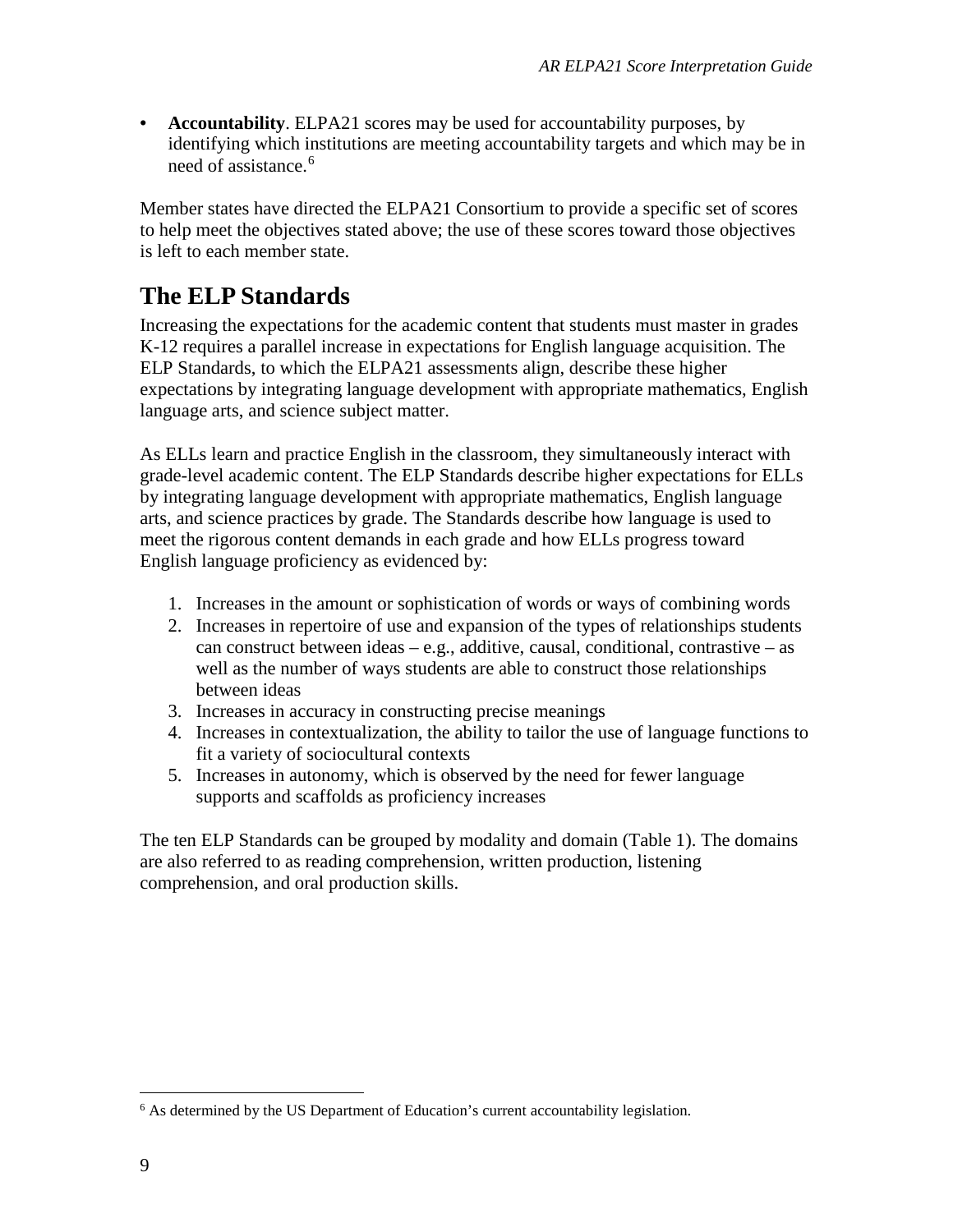- **Accountability**. ELPA21 scores may be used for accountability purposes, by identifying which institutions are meeting accountability targets and which may be in need of assistance.[6]

Member states have directed the ELPA21 Consortium to provide a specific set of scores to help meet the objectives stated above; the use of these scores toward those objectives is left to each member state.

## The ELP Standards

Increasing the expectations for the academic content that students must master in grades K-12 requires a parallel increase in expectations for English language acquisition. The ELP Standards, to which the ELPA21 assessments align, describe these higher expectations by integrating language development with appropriate mathematics, English language arts, and science subject matter.

As ELLs learn and practice English in the classroom, they simultaneously interact with grade-level academic content. The ELP Standards describe higher expectations for ELLs by integrating language development with appropriate mathematics, English language arts, and science practices by grade. The Standards describe how language is used to meet the rigorous content demands in each grade and how ELLs progress toward English language proficiency as evidenced by:

1. Increases in the amount or sophistication of words or ways of combining words
2. Increases in repertoire of use and expansion of the types of relationships students can construct between ideas – e.g., additive, causal, conditional, contrastive – as well as the number of ways students are able to construct those relationships between ideas
3. Increases in accuracy in constructing precise meanings
4. Increases in contextualization, the ability to tailor the use of language functions to fit a variety of sociocultural contexts
5. Increases in autonomy, which is observed by the need for fewer language supports and scaffolds as proficiency increases

The ten ELP Standards can be grouped by modality and domain (Table 1). The domains are also referred to as reading comprehension, written production, listening comprehension, and oral production skills.

---

[6] As determined by the US Department of Education's current accountability legislation.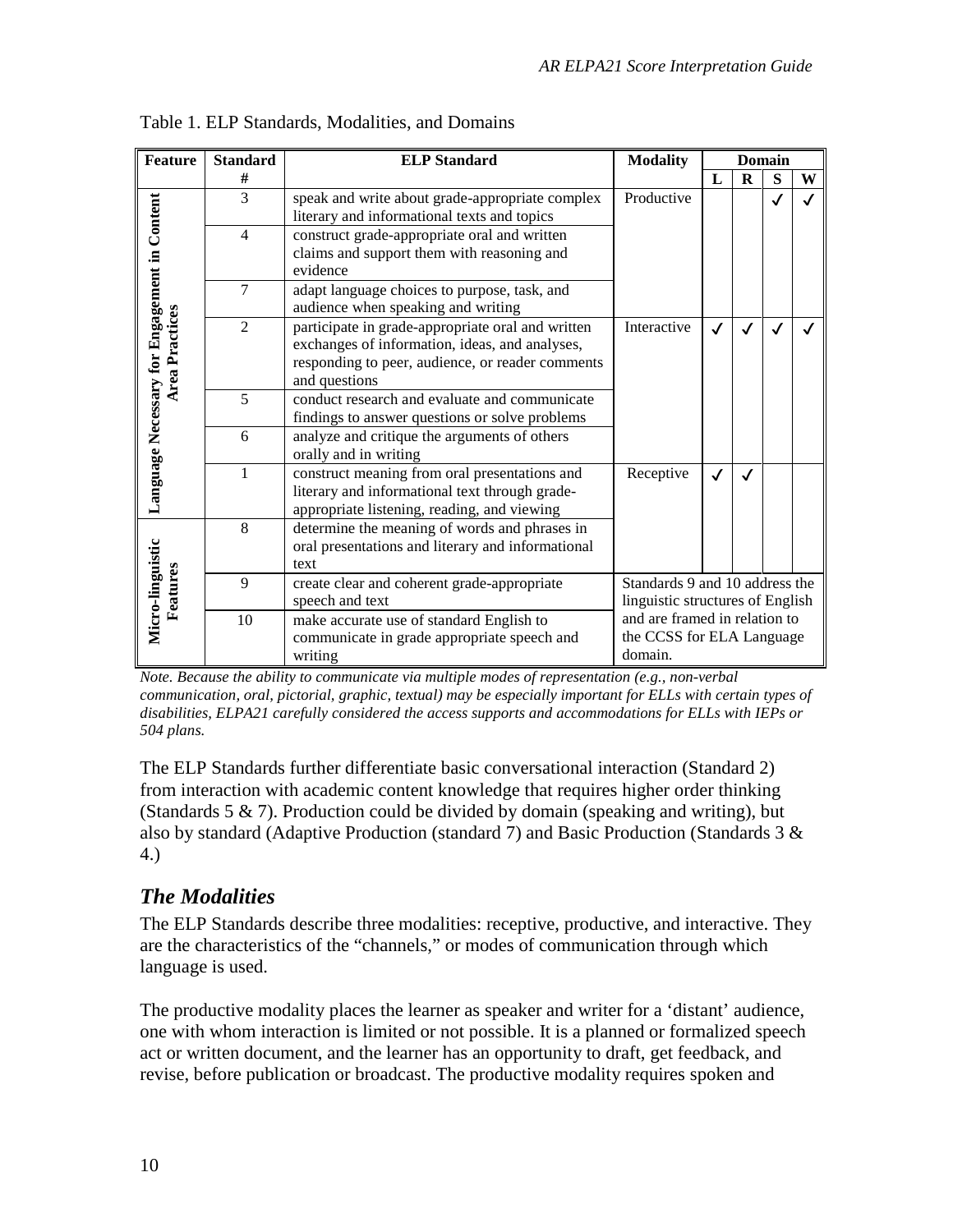Table 1. ELP Standards, Modalities, and Domains

| Feature | Standard # | ELP Standard | Modality | Domain | | | |
|---|---|---|---|---|---|---|---|
| | | | | L | R | S | W |
| Language Necessary for Engagement in Content Area Practices | 3 | speak and write about grade-appropriate complex literary and informational texts and topics | Productive | | | ✓ | ✓ |
| | 4 | construct grade-appropriate oral and written claims and support them with reasoning and evidence | | | | | |
| | 7 | adapt language choices to purpose, task, and audience when speaking and writing | | | | | |
| | 2 | participate in grade-appropriate oral and written exchanges of information, ideas, and analyses, responding to peer, audience, or reader comments and questions | Interactive | ✓ | ✓ | ✓ | ✓ |
| | 5 | conduct research and evaluate and communicate findings to answer questions or solve problems | | | | | |
| | 6 | analyze and critique the arguments of others orally and in writing | | | | | |
| | 1 | construct meaning from oral presentations and literary and informational text through grade-appropriate listening, reading, and viewing | Receptive | ✓ | ✓ | | |
| Micro-linguistic Features | 8 | determine the meaning of words and phrases in oral presentations and literary and informational text | | | | | |
| | 9 | create clear and coherent grade-appropriate speech and text | Standards 9 and 10 address the linguistic structures of English and are framed in relation to the CCSS for ELA Language domain. | | | | |
| | 10 | make accurate use of standard English to communicate in grade appropriate speech and writing | | | | | |

*Note. Because the ability to communicate via multiple modes of representation (e.g., non-verbal communication, oral, pictorial, graphic, textual) may be especially important for ELLs with certain types of disabilities, ELPA21 carefully considered the access supports and accommodations for ELLs with IEPs or 504 plans.*

The ELP Standards further differentiate basic conversational interaction (Standard 2) from interaction with academic content knowledge that requires higher order thinking (Standards 5 & 7). Production could be divided by domain (speaking and writing), but also by standard (Adaptive Production (standard 7) and Basic Production (Standards 3 & 4.)

## *The Modalities*

The ELP Standards describe three modalities: receptive, productive, and interactive. They are the characteristics of the "channels," or modes of communication through which language is used.

The productive modality places the learner as speaker and writer for a 'distant' audience, one with whom interaction is limited or not possible. It is a planned or formalized speech act or written document, and the learner has an opportunity to draft, get feedback, and revise, before publication or broadcast. The productive modality requires spoken and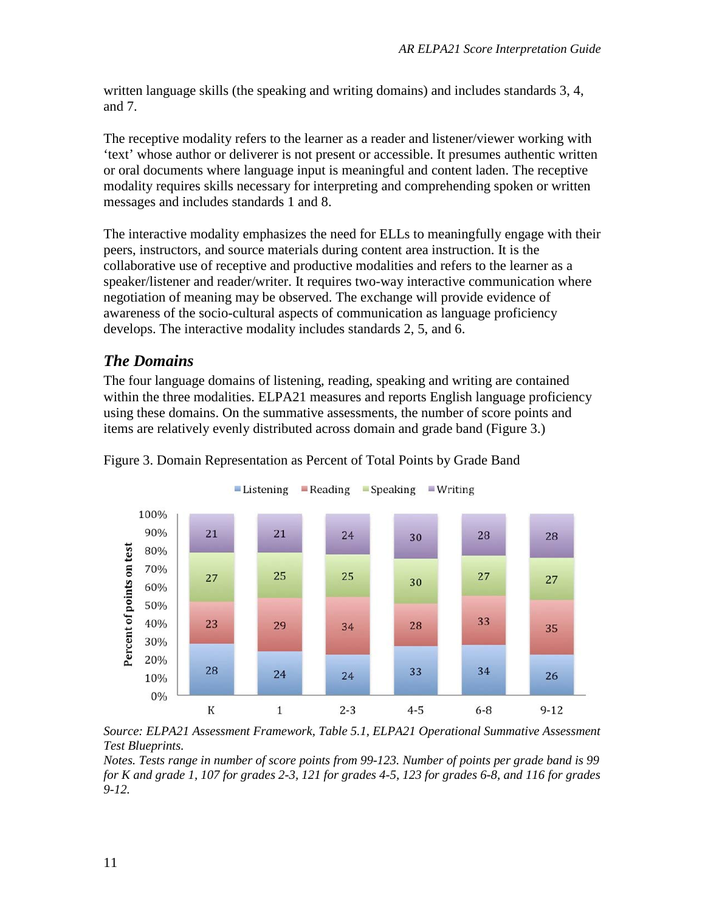written language skills (the speaking and writing domains) and includes standards 3, 4, and 7.

The receptive modality refers to the learner as a reader and listener/viewer working with 'text' whose author or deliverer is not present or accessible. It presumes authentic written or oral documents where language input is meaningful and content laden. The receptive modality requires skills necessary for interpreting and comprehending spoken or written messages and includes standards 1 and 8.

The interactive modality emphasizes the need for ELLs to meaningfully engage with their peers, instructors, and source materials during content area instruction. It is the collaborative use of receptive and productive modalities and refers to the learner as a speaker/listener and reader/writer. It requires two-way interactive communication where negotiation of meaning may be observed. The exchange will provide evidence of awareness of the socio-cultural aspects of communication as language proficiency develops. The interactive modality includes standards 2, 5, and 6.

## *The Domains*

The four language domains of listening, reading, speaking and writing are contained within the three modalities. ELPA21 measures and reports English language proficiency using these domains. On the summative assessments, the number of score points and items are relatively evenly distributed across domain and grade band (Figure 3.)

Figure 3. Domain Representation as Percent of Total Points by Grade Band

| Domain | K | 1 | 2-3 | 4-5 | 6-8 | 9-12 |
|---|---|---|---|---|---|---|
| Listening | 28 | 24 | 24 | 33 | 34 | 26 |
| Reading | 23 | 29 | 34 | 28 | 33 | 35 |
| Speaking | 27 | 25 | 25 | 30 | 27 | 27 |
| Writing | 21 | 21 | 24 | 30 | 28 | 28 |

*Source: ELPA21 Assessment Framework, Table 5.1, ELPA21 Operational Summative Assessment Test Blueprints.*

*Notes. Tests range in number of score points from 99-123. Number of points per grade band is 99 for K and grade 1, 107 for grades 2-3, 121 for grades 4-5, 123 for grades 6-8, and 116 for grades 9-12.*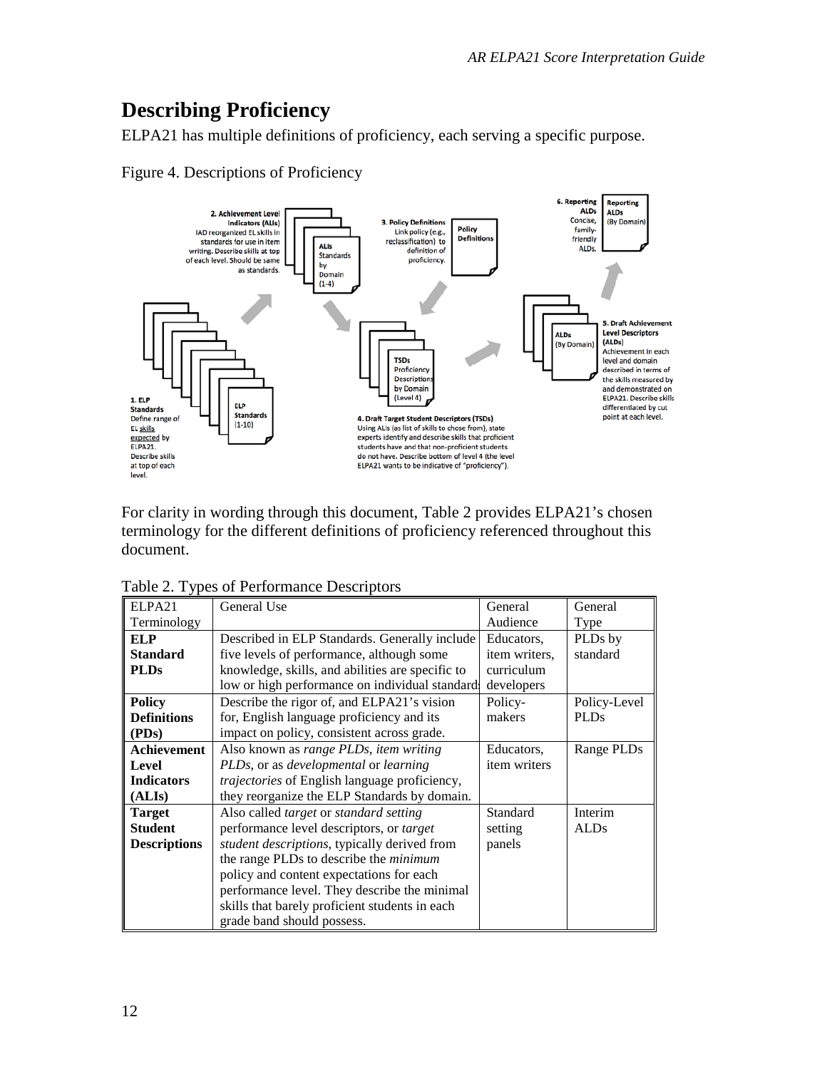# Describing Proficiency

ELPA21 has multiple definitions of proficiency, each serving a specific purpose.

Figure 4. Descriptions of Proficiency

1. ELP Standards Define range of EL skills expected by ELPA21. Describe skills at top of each level.

ELP Standards (1-10)

2. Achievement Level Indicators (ALIs) IAD reorganized EL skills in standards for use in item writing. Describe skills at top of each level. Should be same as standards.

ALIs Standards by Domain (1-4)

3. Policy Definitions Link policy (e.g., reclassification) to definition of proficiency.

Policy Definitions

4. Draft Target Student Descriptors (TSDs) Using ALIs (as list of skills to chose from), state experts identify and describe skills that proficient students have and that non-proficient students do not have. Describe bottom of level 4 (the level ELPA21 wants to be indicative of "proficiency").

TSDs Proficiency Descriptions by Domain (Level 4)

5. Draft Achievement Level Descriptors (ALDs) Achievement in each level and domain described in terms of the skills measured by and demonstrated on ELPA21. Describe skills differentiated by cut point at each level.

ALDs (By Domain)

6. Reporting ALDs Concise, family-friendly ALDs.

Reporting ALDs (By Domain)

For clarity in wording through this document, Table 2 provides ELPA21's chosen terminology for the different definitions of proficiency referenced throughout this document.

Table 2. Types of Performance Descriptors

| ELPA21 Terminology | General Use | General Audience | General Type |
|---|---|---|---|
| **ELP Standard PLDs** | Described in ELP Standards. Generally include five levels of performance, although some knowledge, skills, and abilities are specific to low or high performance on individual standards | Educators, item writers, curriculum developers | PLDs by standard |
| **Policy Definitions (PDs)** | Describe the rigor of, and ELPA21's vision for, English language proficiency and its impact on policy, consistent across grade. | Policy-makers | Policy-Level PLDs |
| **Achievement Level Indicators (ALIs)** | Also known as *range PLDs*, *item writing PLDs*, or as *developmental* or *learning trajectories* of English language proficiency, they reorganize the ELP Standards by domain. | Educators, item writers | Range PLDs |
| **Target Student Descriptions** | Also called *target* or *standard setting* performance level descriptors, or *target student descriptions*, typically derived from the range PLDs to describe the *minimum* policy and content expectations for each performance level. They describe the minimal skills that barely proficient students in each grade band should possess. | Standard setting panels | Interim ALDs |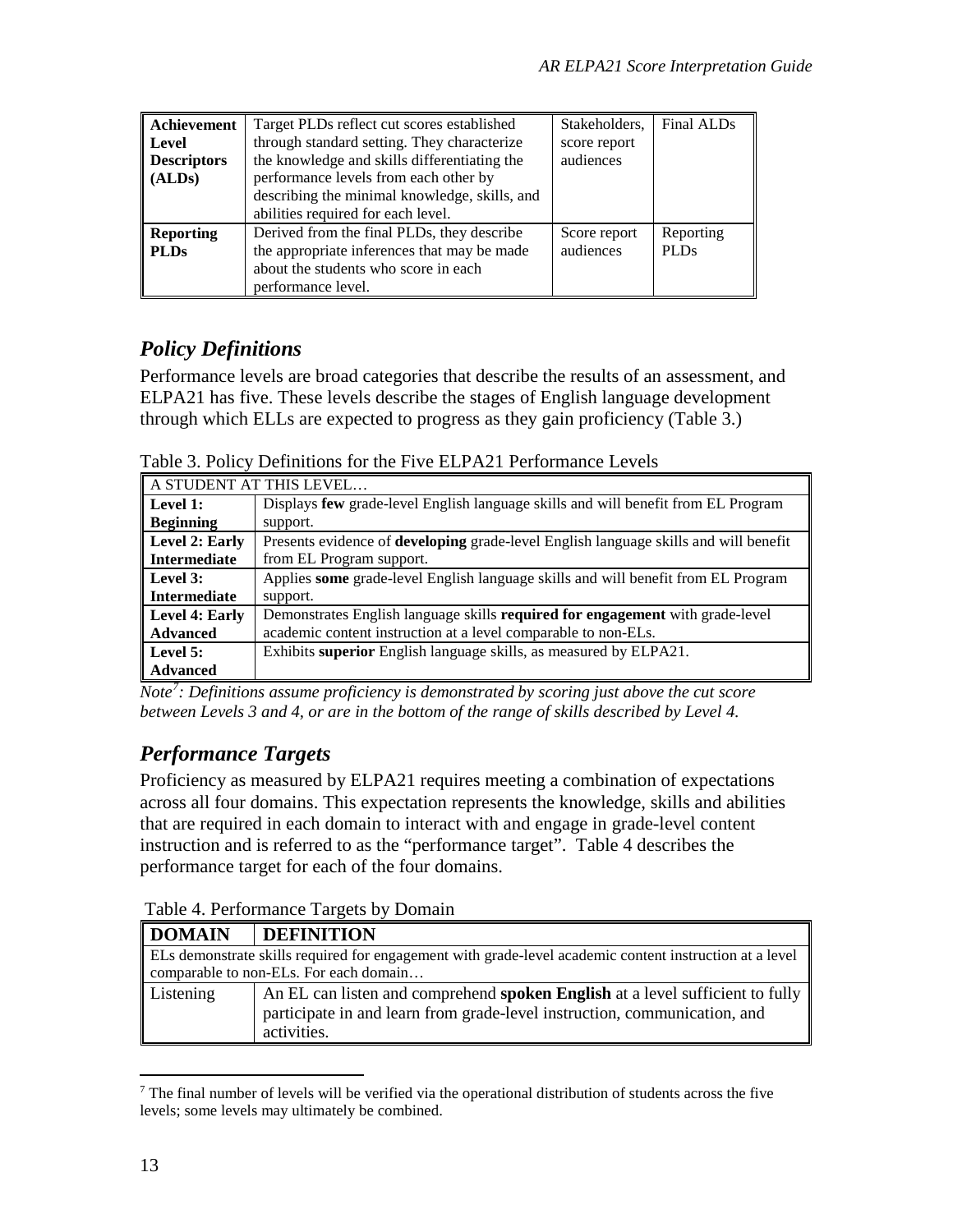| **Achievement Level Descriptors (ALDs)** | Target PLDs reflect cut scores established through standard setting. They characterize the knowledge and skills differentiating the performance levels from each other by describing the minimal knowledge, skills, and abilities required for each level. | Stakeholders, score report audiences | Final ALDs |
|---|---|---|---|
| **Reporting PLDs** | Derived from the final PLDs, they describe the appropriate inferences that may be made about the students who score in each performance level. | Score report audiences | Reporting PLDs |

## *Policy Definitions*

Performance levels are broad categories that describe the results of an assessment, and ELPA21 has five. These levels describe the stages of English language development through which ELLs are expected to progress as they gain proficiency (Table 3.)

Table 3. Policy Definitions for the Five ELPA21 Performance Levels

| A STUDENT AT THIS LEVEL… | |
|---|---|
| **Level 1: Beginning** | Displays **few** grade-level English language skills and will benefit from EL Program support. |
| **Level 2: Early Intermediate** | Presents evidence of **developing** grade-level English language skills and will benefit from EL Program support. |
| **Level 3: Intermediate** | Applies **some** grade-level English language skills and will benefit from EL Program support. |
| **Level 4: Early Advanced** | Demonstrates English language skills **required for engagement** with grade-level academic content instruction at a level comparable to non-ELs. |
| **Level 5: Advanced** | Exhibits **superior** English language skills, as measured by ELPA21. |

*Note[7]: Definitions assume proficiency is demonstrated by scoring just above the cut score between Levels 3 and 4, or are in the bottom of the range of skills described by Level 4.*

## *Performance Targets*

Proficiency as measured by ELPA21 requires meeting a combination of expectations across all four domains. This expectation represents the knowledge, skills and abilities that are required in each domain to interact with and engage in grade-level content instruction and is referred to as the "performance target". Table 4 describes the performance target for each of the four domains.

Table 4. Performance Targets by Domain

| **DOMAIN** | **DEFINITION** |
|---|---|
| ELs demonstrate skills required for engagement with grade-level academic content instruction at a level comparable to non-ELs. For each domain… | |
| Listening | An EL can listen and comprehend **spoken English** at a level sufficient to fully participate in and learn from grade-level instruction, communication, and activities. |

[7] The final number of levels will be verified via the operational distribution of students across the five levels; some levels may ultimately be combined.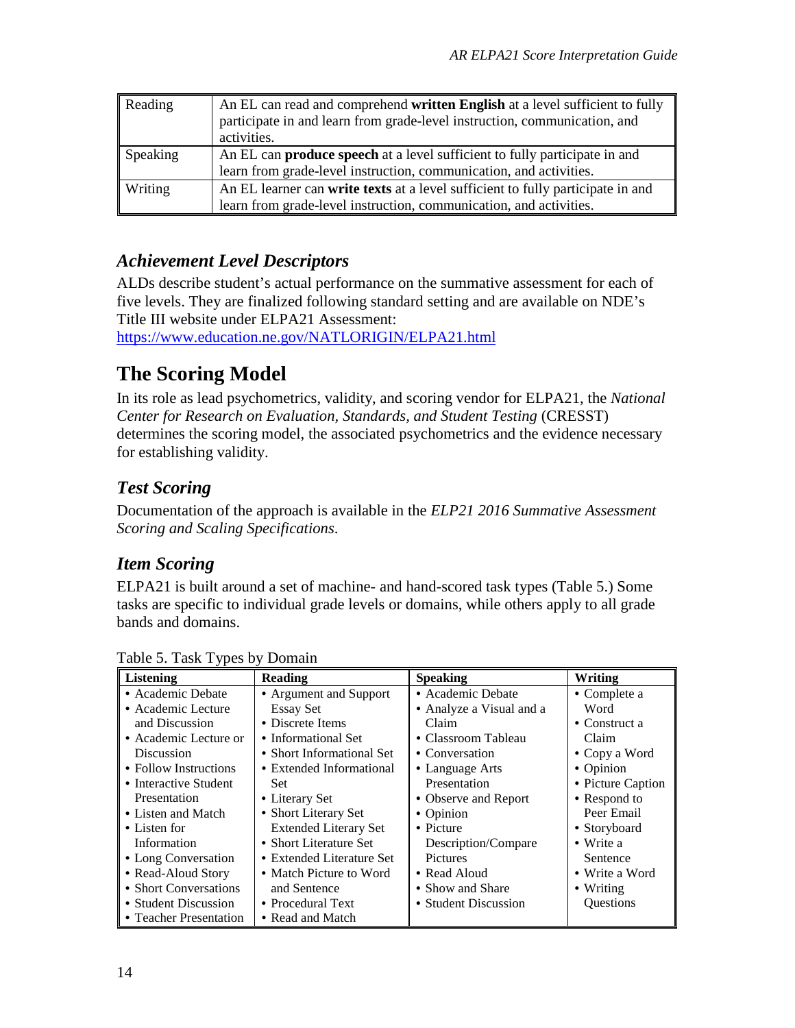| Reading | An EL can read and comprehend **written English** at a level sufficient to fully participate in and learn from grade-level instruction, communication, and activities. |
|---|---|
| Speaking | An EL can **produce speech** at a level sufficient to fully participate in and learn from grade-level instruction, communication, and activities. |
| Writing | An EL learner can **write texts** at a level sufficient to fully participate in and learn from grade-level instruction, communication, and activities. |

### *Achievement Level Descriptors*

ALDs describe student's actual performance on the summative assessment for each of five levels. They are finalized following standard setting and are available on NDE's Title III website under ELPA21 Assessment: https://www.education.ne.gov/NATLORIGIN/ELPA21.html

## The Scoring Model

In its role as lead psychometrics, validity, and scoring vendor for ELPA21, the *National Center for Research on Evaluation, Standards, and Student Testing* (CRESST) determines the scoring model, the associated psychometrics and the evidence necessary for establishing validity.

### *Test Scoring*

Documentation of the approach is available in the *ELP21 2016 Summative Assessment Scoring and Scaling Specifications*.

### *Item Scoring*

ELPA21 is built around a set of machine- and hand-scored task types (Table 5.) Some tasks are specific to individual grade levels or domains, while others apply to all grade bands and domains.

Table 5. Task Types by Domain

| Listening | Reading | Speaking | Writing |
|---|---|---|---|
| • Academic Debate<br>• Academic Lecture and Discussion<br>• Academic Lecture or Discussion<br>• Follow Instructions<br>• Interactive Student Presentation<br>• Listen and Match<br>• Listen for Information<br>• Long Conversation<br>• Read-Aloud Story<br>• Short Conversations<br>• Student Discussion<br>• Teacher Presentation | • Argument and Support Essay Set<br>• Discrete Items<br>• Informational Set<br>• Short Informational Set<br>• Extended Informational Set<br>• Literary Set<br>• Short Literary Set Extended Literary Set<br>• Short Literature Set<br>• Extended Literature Set<br>• Match Picture to Word and Sentence<br>• Procedural Text<br>• Read and Match | • Academic Debate<br>• Analyze a Visual and a Claim<br>• Classroom Tableau<br>• Conversation<br>• Language Arts Presentation<br>• Observe and Report<br>• Opinion<br>• Picture Description/Compare Pictures<br>• Read Aloud<br>• Show and Share<br>• Student Discussion | • Complete a Word<br>• Construct a Claim<br>• Copy a Word<br>• Opinion<br>• Picture Caption<br>• Respond to Peer Email<br>• Storyboard<br>• Write a Sentence<br>• Write a Word<br>• Writing Questions |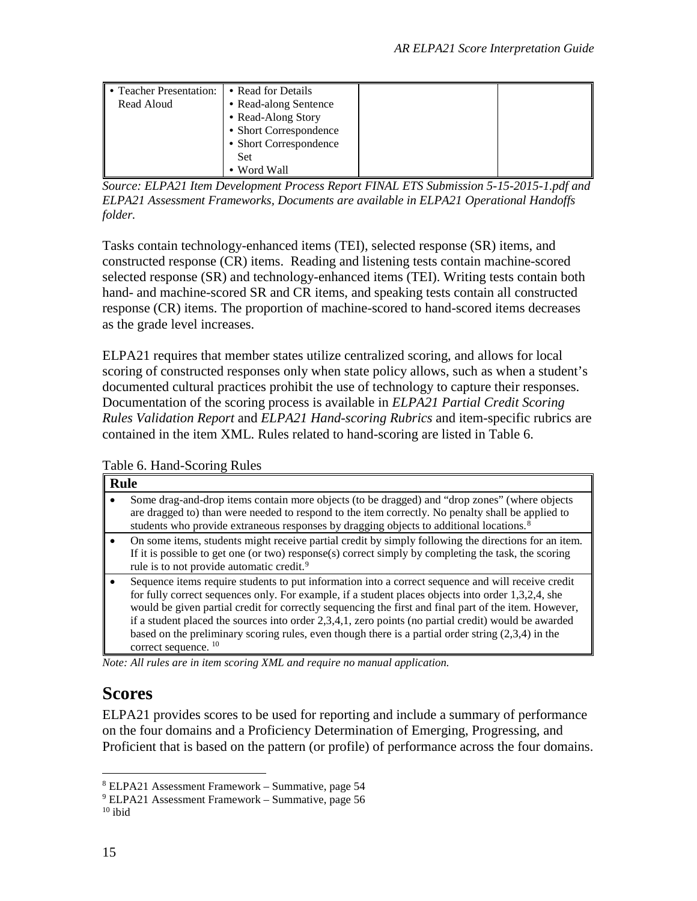| • Teacher Presentation: Read Aloud | • Read for Details<br>• Read-along Sentence<br>• Read-Along Story<br>• Short Correspondence<br>• Short Correspondence Set<br>• Word Wall | | |
|---|---|---|---|

*Source: ELPA21 Item Development Process Report FINAL ETS Submission 5-15-2015-1.pdf and ELPA21 Assessment Frameworks, Documents are available in ELPA21 Operational Handoffs folder.*

Tasks contain technology-enhanced items (TEI), selected response (SR) items, and constructed response (CR) items. Reading and listening tests contain machine-scored selected response (SR) and technology-enhanced items (TEI). Writing tests contain both hand- and machine-scored SR and CR items, and speaking tests contain all constructed response (CR) items. The proportion of machine-scored to hand-scored items decreases as the grade level increases.

ELPA21 requires that member states utilize centralized scoring, and allows for local scoring of constructed responses only when state policy allows, such as when a student's documented cultural practices prohibit the use of technology to capture their responses. Documentation of the scoring process is available in *ELPA21 Partial Credit Scoring Rules Validation Report* and *ELPA21 Hand-scoring Rubrics* and item-specific rubrics are contained in the item XML. Rules related to hand-scoring are listed in Table 6.

Table 6. Hand-Scoring Rules

| Rule |
|---|
| • Some drag-and-drop items contain more objects (to be dragged) and "drop zones" (where objects are dragged to) than were needed to respond to the item correctly. No penalty shall be applied to students who provide extraneous responses by dragging objects to additional locations.[8] |
| • On some items, students might receive partial credit by simply following the directions for an item. If it is possible to get one (or two) response(s) correct simply by completing the task, the scoring rule is to not provide automatic credit.[9] |
| • Sequence items require students to put information into a correct sequence and will receive credit for fully correct sequences only. For example, if a student places objects into order 1,3,2,4, she would be given partial credit for correctly sequencing the first and final part of the item. However, if a student placed the sources into order 2,3,4,1, zero points (no partial credit) would be awarded based on the preliminary scoring rules, even though there is a partial order string (2,3,4) in the correct sequence.[10] |

*Note: All rules are in item scoring XML and require no manual application.*

## Scores

ELPA21 provides scores to be used for reporting and include a summary of performance on the four domains and a Proficiency Determination of Emerging, Progressing, and Proficient that is based on the pattern (or profile) of performance across the four domains.

[8] ELPA21 Assessment Framework – Summative, page 54
[9] ELPA21 Assessment Framework – Summative, page 56
[10] ibid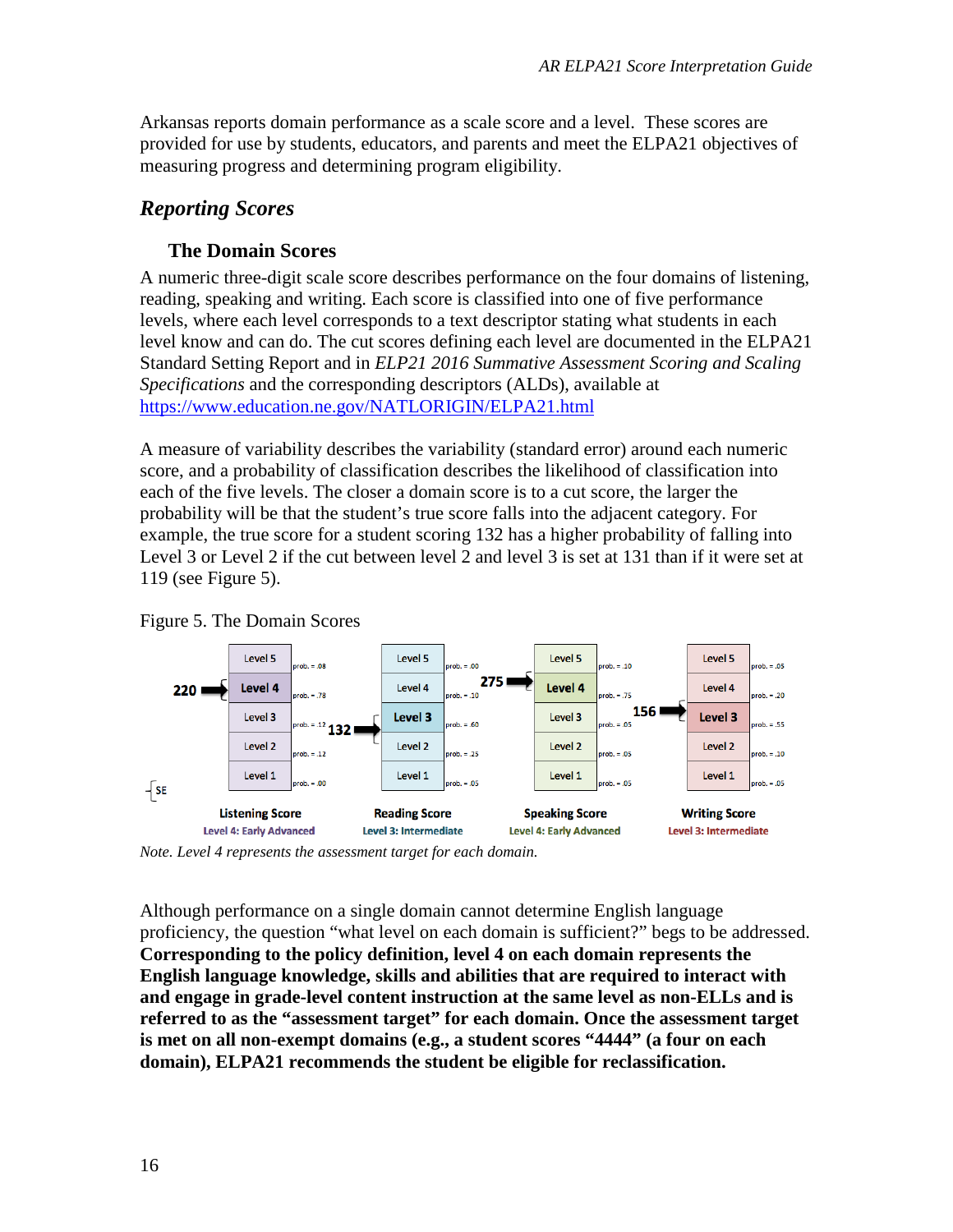Arkansas reports domain performance as a scale score and a level. These scores are provided for use by students, educators, and parents and meet the ELPA21 objectives of measuring progress and determining program eligibility.

## *Reporting Scores*

### The Domain Scores

A numeric three-digit scale score describes performance on the four domains of listening, reading, speaking and writing. Each score is classified into one of five performance levels, where each level corresponds to a text descriptor stating what students in each level know and can do. The cut scores defining each level are documented in the ELPA21 Standard Setting Report and in *ELP21 2016 Summative Assessment Scoring and Scaling Specifications* and the corresponding descriptors (ALDs), available at https://www.education.ne.gov/NATLORIGIN/ELPA21.html

A measure of variability describes the variability (standard error) around each numeric score, and a probability of classification describes the likelihood of classification into each of the five levels. The closer a domain score is to a cut score, the larger the probability will be that the student's true score falls into the adjacent category. For example, the true score for a student scoring 132 has a higher probability of falling into Level 3 or Level 2 if the cut between level 2 and level 3 is set at 131 than if it were set at 119 (see Figure 5).

Figure 5. The Domain Scores

| | Listening Score (220) | Reading Score (132) | Speaking Score (275) | Writing Score (156) |
|---|---|---|---|---|
| Level 5 | prob. = .08 | prob. = .00 | prob. = .10 | prob. = .05 |
| Level 4 | prob. = .78 | prob. = .10 | prob. = .75 | prob. = .20 |
| Level 3 | prob. = .12 | prob. = .60 | prob. = .05 | prob. = .55 |
| Level 2 | prob. = .12 | prob. = .25 | prob. = .05 | prob. = .10 |
| Level 1 | prob. = .00 | prob. = .05 | prob. = .05 | prob. = .05 |
| Result | Level 4: Early Advanced | Level 3: Intermediate | Level 4: Early Advanced | Level 3: Intermediate |

SE

*Note. Level 4 represents the assessment target for each domain.*

Although performance on a single domain cannot determine English language proficiency, the question "what level on each domain is sufficient?" begs to be addressed. **Corresponding to the policy definition, level 4 on each domain represents the English language knowledge, skills and abilities that are required to interact with and engage in grade-level content instruction at the same level as non-ELLs and is referred to as the "assessment target" for each domain. Once the assessment target is met on all non-exempt domains (e.g., a student scores "4444" (a four on each domain), ELPA21 recommends the student be eligible for reclassification.**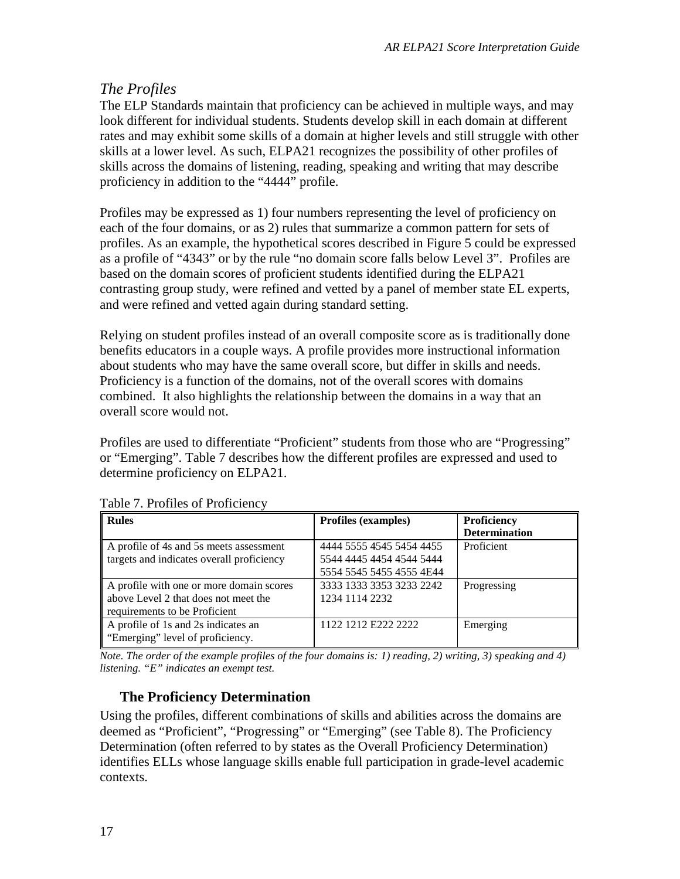## *The Profiles*

The ELP Standards maintain that proficiency can be achieved in multiple ways, and may look different for individual students. Students develop skill in each domain at different rates and may exhibit some skills of a domain at higher levels and still struggle with other skills at a lower level. As such, ELPA21 recognizes the possibility of other profiles of skills across the domains of listening, reading, speaking and writing that may describe proficiency in addition to the "4444" profile.

Profiles may be expressed as 1) four numbers representing the level of proficiency on each of the four domains, or as 2) rules that summarize a common pattern for sets of profiles. As an example, the hypothetical scores described in Figure 5 could be expressed as a profile of "4343" or by the rule "no domain score falls below Level 3". Profiles are based on the domain scores of proficient students identified during the ELPA21 contrasting group study, were refined and vetted by a panel of member state EL experts, and were refined and vetted again during standard setting.

Relying on student profiles instead of an overall composite score as is traditionally done benefits educators in a couple ways. A profile provides more instructional information about students who may have the same overall score, but differ in skills and needs. Proficiency is a function of the domains, not of the overall scores with domains combined. It also highlights the relationship between the domains in a way that an overall score would not.

Profiles are used to differentiate "Proficient" students from those who are "Progressing" or "Emerging". Table 7 describes how the different profiles are expressed and used to determine proficiency on ELPA21.

Table 7. Profiles of Proficiency

| Rules | Profiles (examples) | Proficiency Determination |
|---|---|---|
| A profile of 4s and 5s meets assessment targets and indicates overall proficiency | 4444 5555 4545 5454 4455 5544 4445 4454 4544 5444 5554 5545 5455 4555 4E44 | Proficient |
| A profile with one or more domain scores above Level 2 that does not meet the requirements to be Proficient | 3333 1333 3353 3233 2242 1234 1114 2232 | Progressing |
| A profile of 1s and 2s indicates an "Emerging" level of proficiency. | 1122 1212 E222 2222 | Emerging |

*Note. The order of the example profiles of the four domains is: 1) reading, 2) writing, 3) speaking and 4) listening. "E" indicates an exempt test.*

## The Proficiency Determination

Using the profiles, different combinations of skills and abilities across the domains are deemed as "Proficient", "Progressing" or "Emerging" (see Table 8). The Proficiency Determination (often referred to by states as the Overall Proficiency Determination) identifies ELLs whose language skills enable full participation in grade-level academic contexts.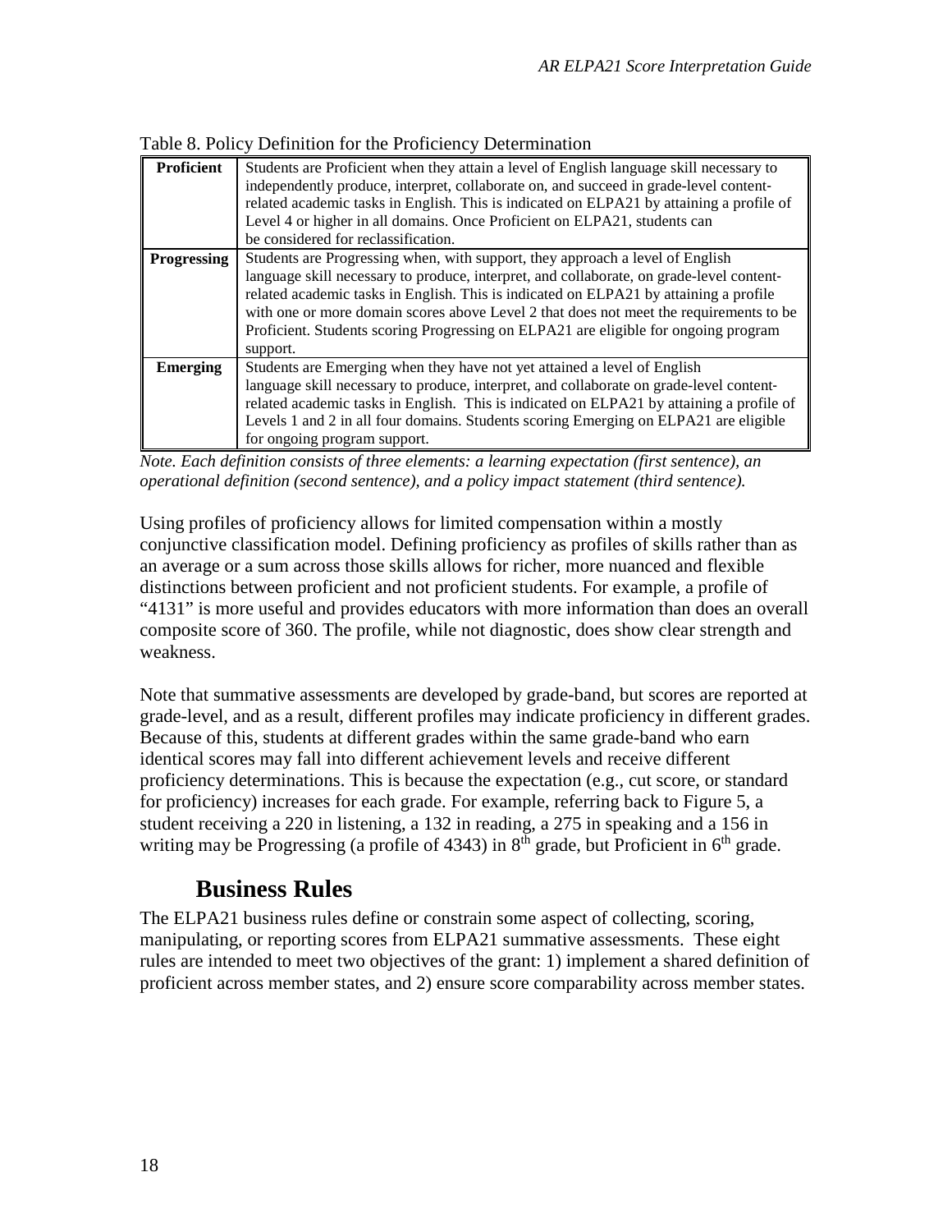Table 8. Policy Definition for the Proficiency Determination

| | |
|---|---|
| **Proficient** | Students are Proficient when they attain a level of English language skill necessary to independently produce, interpret, collaborate on, and succeed in grade-level content-related academic tasks in English. This is indicated on ELPA21 by attaining a profile of Level 4 or higher in all domains. Once Proficient on ELPA21, students can be considered for reclassification. |
| **Progressing** | Students are Progressing when, with support, they approach a level of English language skill necessary to produce, interpret, and collaborate, on grade-level content-related academic tasks in English. This is indicated on ELPA21 by attaining a profile with one or more domain scores above Level 2 that does not meet the requirements to be Proficient. Students scoring Progressing on ELPA21 are eligible for ongoing program support. |
| **Emerging** | Students are Emerging when they have not yet attained a level of English language skill necessary to produce, interpret, and collaborate on grade-level content-related academic tasks in English. This is indicated on ELPA21 by attaining a profile of Levels 1 and 2 in all four domains. Students scoring Emerging on ELPA21 are eligible for ongoing program support. |

*Note. Each definition consists of three elements: a learning expectation (first sentence), an operational definition (second sentence), and a policy impact statement (third sentence).*

Using profiles of proficiency allows for limited compensation within a mostly conjunctive classification model. Defining proficiency as profiles of skills rather than as an average or a sum across those skills allows for richer, more nuanced and flexible distinctions between proficient and not proficient students. For example, a profile of "4131" is more useful and provides educators with more information than does an overall composite score of 360. The profile, while not diagnostic, does show clear strength and weakness.

Note that summative assessments are developed by grade-band, but scores are reported at grade-level, and as a result, different profiles may indicate proficiency in different grades. Because of this, students at different grades within the same grade-band who earn identical scores may fall into different achievement levels and receive different proficiency determinations. This is because the expectation (e.g., cut score, or standard for proficiency) increases for each grade. For example, referring back to Figure 5, a student receiving a 220 in listening, a 132 in reading, a 275 in speaking and a 156 in writing may be Progressing (a profile of 4343) in 8th grade, but Proficient in 6th grade.

## Business Rules

The ELPA21 business rules define or constrain some aspect of collecting, scoring, manipulating, or reporting scores from ELPA21 summative assessments. These eight rules are intended to meet two objectives of the grant: 1) implement a shared definition of proficient across member states, and 2) ensure score comparability across member states.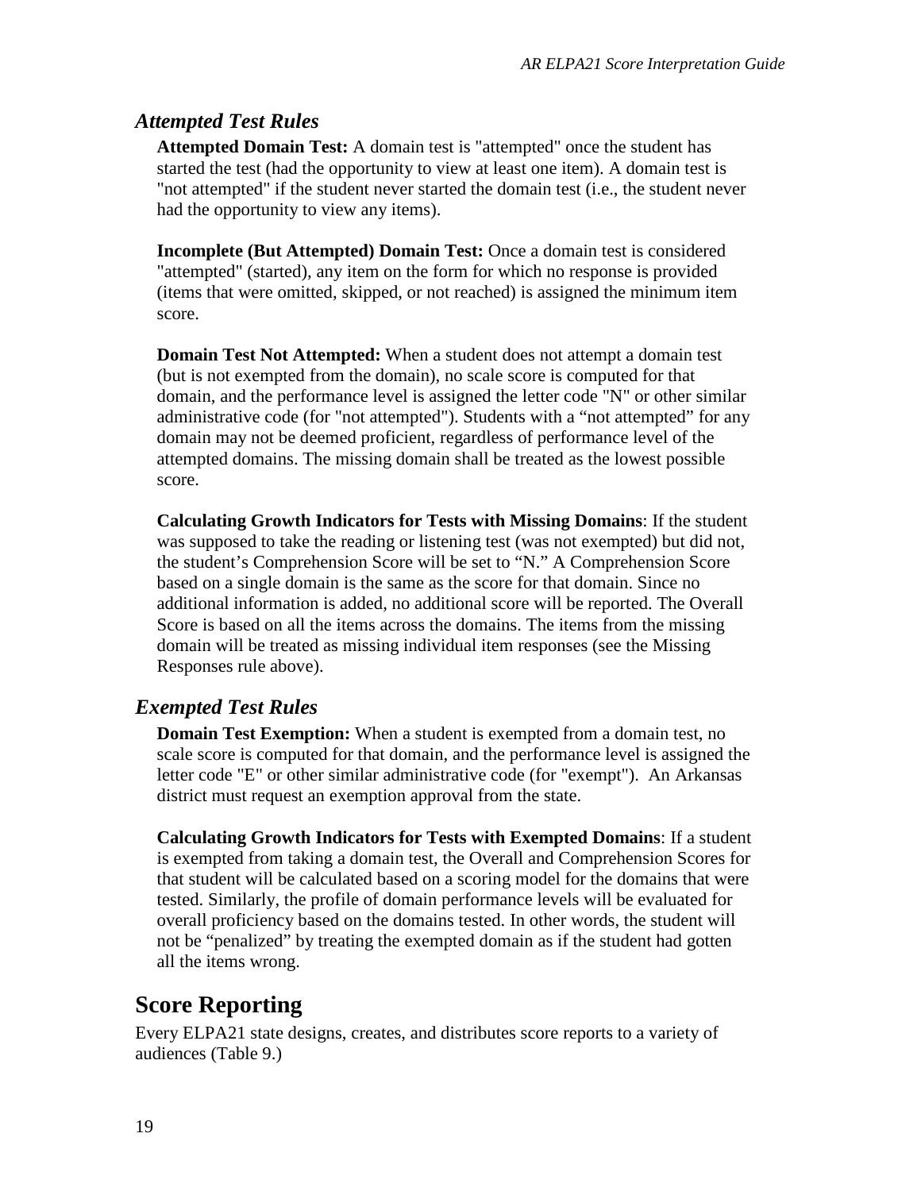### *Attempted Test Rules*

**Attempted Domain Test:** A domain test is "attempted" once the student has started the test (had the opportunity to view at least one item). A domain test is "not attempted" if the student never started the domain test (i.e., the student never had the opportunity to view any items).

**Incomplete (But Attempted) Domain Test:** Once a domain test is considered "attempted" (started), any item on the form for which no response is provided (items that were omitted, skipped, or not reached) is assigned the minimum item score.

**Domain Test Not Attempted:** When a student does not attempt a domain test (but is not exempted from the domain), no scale score is computed for that domain, and the performance level is assigned the letter code "N" or other similar administrative code (for "not attempted"). Students with a "not attempted" for any domain may not be deemed proficient, regardless of performance level of the attempted domains. The missing domain shall be treated as the lowest possible score.

**Calculating Growth Indicators for Tests with Missing Domains**: If the student was supposed to take the reading or listening test (was not exempted) but did not, the student's Comprehension Score will be set to "N." A Comprehension Score based on a single domain is the same as the score for that domain. Since no additional information is added, no additional score will be reported. The Overall Score is based on all the items across the domains. The items from the missing domain will be treated as missing individual item responses (see the Missing Responses rule above).

### *Exempted Test Rules*

**Domain Test Exemption:** When a student is exempted from a domain test, no scale score is computed for that domain, and the performance level is assigned the letter code "E" or other similar administrative code (for "exempt"). An Arkansas district must request an exemption approval from the state.

**Calculating Growth Indicators for Tests with Exempted Domains**: If a student is exempted from taking a domain test, the Overall and Comprehension Scores for that student will be calculated based on a scoring model for the domains that were tested. Similarly, the profile of domain performance levels will be evaluated for overall proficiency based on the domains tested. In other words, the student will not be "penalized" by treating the exempted domain as if the student had gotten all the items wrong.

## Score Reporting

Every ELPA21 state designs, creates, and distributes score reports to a variety of audiences (Table 9.)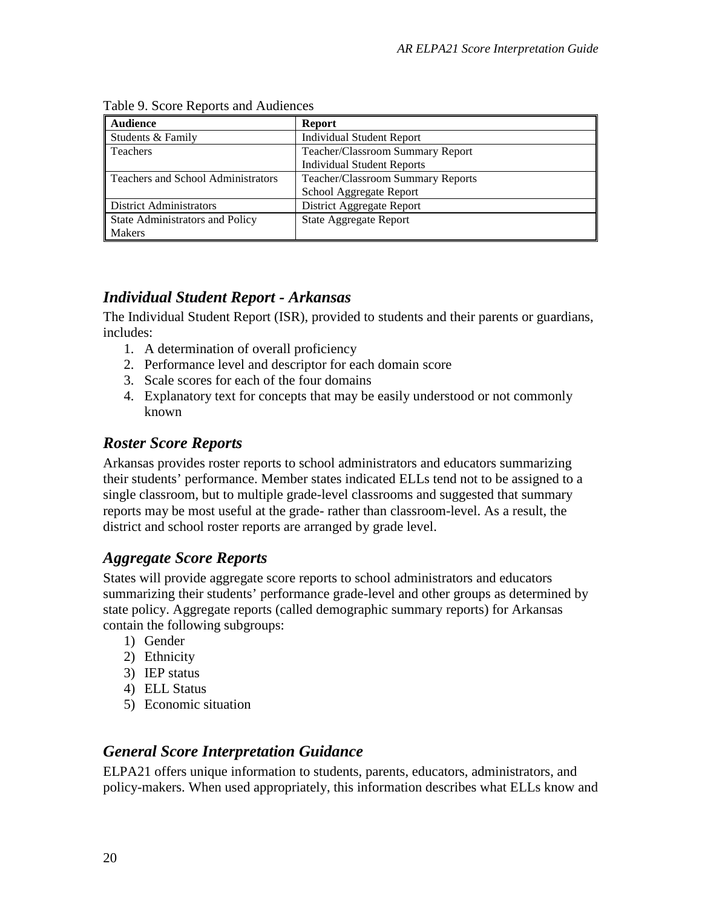Table 9. Score Reports and Audiences

| Audience | Report |
|---|---|
| Students & Family | Individual Student Report |
| Teachers | Teacher/Classroom Summary Report<br>Individual Student Reports |
| Teachers and School Administrators | Teacher/Classroom Summary Reports<br>School Aggregate Report |
| District Administrators | District Aggregate Report |
| State Administrators and Policy Makers | State Aggregate Report |

## *Individual Student Report - Arkansas*

The Individual Student Report (ISR), provided to students and their parents or guardians, includes:

1. A determination of overall proficiency
2. Performance level and descriptor for each domain score
3. Scale scores for each of the four domains
4. Explanatory text for concepts that may be easily understood or not commonly known

## *Roster Score Reports*

Arkansas provides roster reports to school administrators and educators summarizing their students' performance. Member states indicated ELLs tend not to be assigned to a single classroom, but to multiple grade-level classrooms and suggested that summary reports may be most useful at the grade- rather than classroom-level. As a result, the district and school roster reports are arranged by grade level.

## *Aggregate Score Reports*

States will provide aggregate score reports to school administrators and educators summarizing their students' performance grade-level and other groups as determined by state policy. Aggregate reports (called demographic summary reports) for Arkansas contain the following subgroups:

1) Gender
2) Ethnicity
3) IEP status
4) ELL Status
5) Economic situation

## *General Score Interpretation Guidance*

ELPA21 offers unique information to students, parents, educators, administrators, and policy-makers. When used appropriately, this information describes what ELLs know and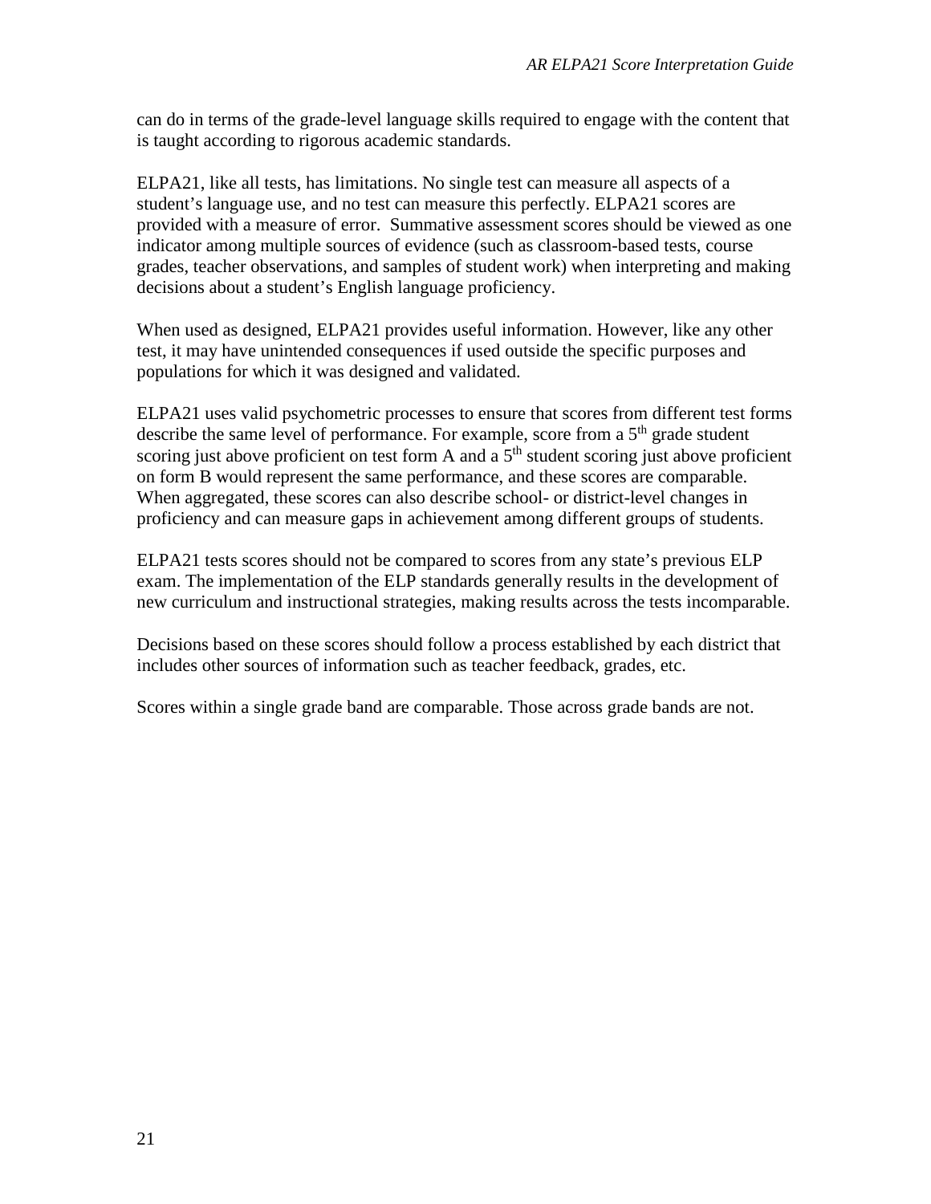can do in terms of the grade-level language skills required to engage with the content that is taught according to rigorous academic standards.

ELPA21, like all tests, has limitations. No single test can measure all aspects of a student's language use, and no test can measure this perfectly. ELPA21 scores are provided with a measure of error. Summative assessment scores should be viewed as one indicator among multiple sources of evidence (such as classroom-based tests, course grades, teacher observations, and samples of student work) when interpreting and making decisions about a student's English language proficiency.

When used as designed, ELPA21 provides useful information. However, like any other test, it may have unintended consequences if used outside the specific purposes and populations for which it was designed and validated.

ELPA21 uses valid psychometric processes to ensure that scores from different test forms describe the same level of performance. For example, score from a 5th grade student scoring just above proficient on test form A and a 5th student scoring just above proficient on form B would represent the same performance, and these scores are comparable. When aggregated, these scores can also describe school- or district-level changes in proficiency and can measure gaps in achievement among different groups of students.

ELPA21 tests scores should not be compared to scores from any state's previous ELP exam. The implementation of the ELP standards generally results in the development of new curriculum and instructional strategies, making results across the tests incomparable.

Decisions based on these scores should follow a process established by each district that includes other sources of information such as teacher feedback, grades, etc.

Scores within a single grade band are comparable. Those across grade bands are not.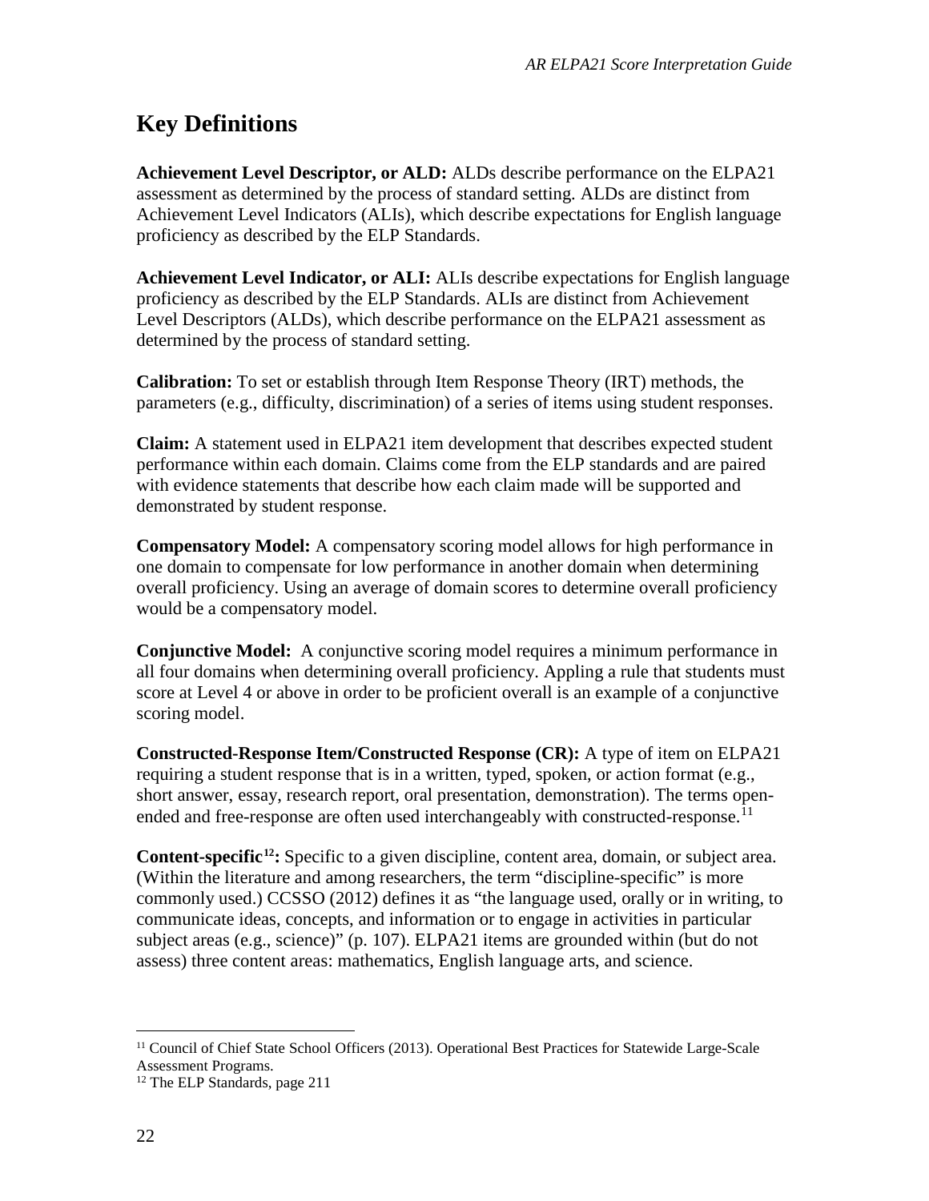## Key Definitions

**Achievement Level Descriptor, or ALD:** ALDs describe performance on the ELPA21 assessment as determined by the process of standard setting. ALDs are distinct from Achievement Level Indicators (ALIs), which describe expectations for English language proficiency as described by the ELP Standards.

**Achievement Level Indicator, or ALI:** ALIs describe expectations for English language proficiency as described by the ELP Standards. ALIs are distinct from Achievement Level Descriptors (ALDs), which describe performance on the ELPA21 assessment as determined by the process of standard setting.

**Calibration:** To set or establish through Item Response Theory (IRT) methods, the parameters (e.g., difficulty, discrimination) of a series of items using student responses.

**Claim:** A statement used in ELPA21 item development that describes expected student performance within each domain. Claims come from the ELP standards and are paired with evidence statements that describe how each claim made will be supported and demonstrated by student response.

**Compensatory Model:** A compensatory scoring model allows for high performance in one domain to compensate for low performance in another domain when determining overall proficiency. Using an average of domain scores to determine overall proficiency would be a compensatory model.

**Conjunctive Model:** A conjunctive scoring model requires a minimum performance in all four domains when determining overall proficiency. Appling a rule that students must score at Level 4 or above in order to be proficient overall is an example of a conjunctive scoring model.

**Constructed-Response Item/Constructed Response (CR):** A type of item on ELPA21 requiring a student response that is in a written, typed, spoken, or action format (e.g., short answer, essay, research report, oral presentation, demonstration). The terms open-ended and free-response are often used interchangeably with constructed-response.[11]

**Content-specific[12]:** Specific to a given discipline, content area, domain, or subject area. (Within the literature and among researchers, the term "discipline-specific" is more commonly used.) CCSSO (2012) defines it as "the language used, orally or in writing, to communicate ideas, concepts, and information or to engage in activities in particular subject areas (e.g., science)" (p. 107). ELPA21 items are grounded within (but do not assess) three content areas: mathematics, English language arts, and science.

---

[11] Council of Chief State School Officers (2013). Operational Best Practices for Statewide Large-Scale Assessment Programs.

[12] The ELP Standards, page 211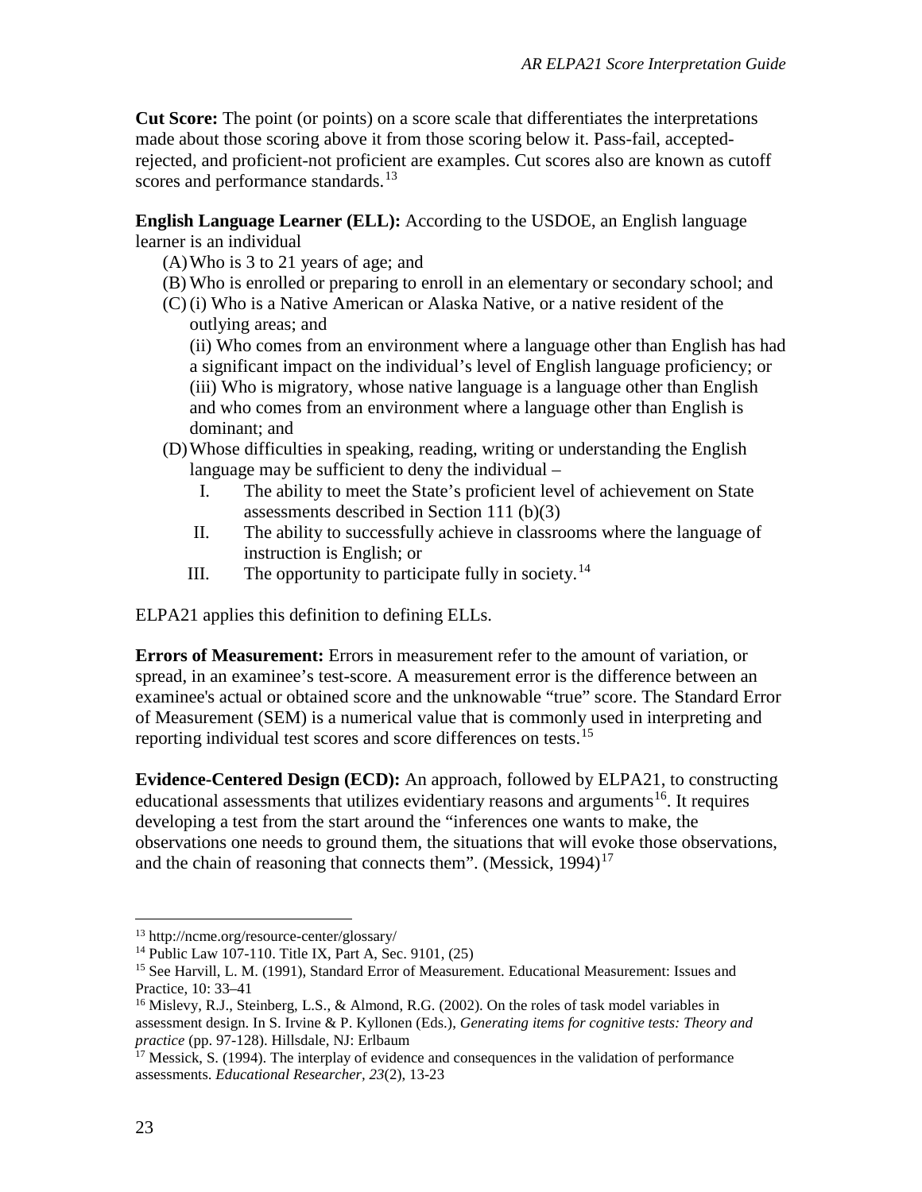**Cut Score:** The point (or points) on a score scale that differentiates the interpretations made about those scoring above it from those scoring below it. Pass-fail, accepted-rejected, and proficient-not proficient are examples. Cut scores also are known as cutoff scores and performance standards.[13]

**English Language Learner (ELL):** According to the USDOE, an English language learner is an individual

(A) Who is 3 to 21 years of age; and

(B) Who is enrolled or preparing to enroll in an elementary or secondary school; and

(C) (i) Who is a Native American or Alaska Native, or a native resident of the outlying areas; and

(ii) Who comes from an environment where a language other than English has had a significant impact on the individual's level of English language proficiency; or

(iii) Who is migratory, whose native language is a language other than English and who comes from an environment where a language other than English is dominant; and

(D) Whose difficulties in speaking, reading, writing or understanding the English language may be sufficient to deny the individual –

I. The ability to meet the State's proficient level of achievement on State assessments described in Section 111 (b)(3)

II. The ability to successfully achieve in classrooms where the language of instruction is English; or

III. The opportunity to participate fully in society.[14]

ELPA21 applies this definition to defining ELLs.

**Errors of Measurement:** Errors in measurement refer to the amount of variation, or spread, in an examinee's test-score. A measurement error is the difference between an examinee's actual or obtained score and the unknowable "true" score. The Standard Error of Measurement (SEM) is a numerical value that is commonly used in interpreting and reporting individual test scores and score differences on tests.[15]

**Evidence-Centered Design (ECD):** An approach, followed by ELPA21, to constructing educational assessments that utilizes evidentiary reasons and arguments[16]. It requires developing a test from the start around the "inferences one wants to make, the observations one needs to ground them, the situations that will evoke those observations, and the chain of reasoning that connects them". (Messick, 1994)[17]

---

[13] http://ncme.org/resource-center/glossary/

[14] Public Law 107-110. Title IX, Part A, Sec. 9101, (25)

[15] See Harvill, L. M. (1991), Standard Error of Measurement. Educational Measurement: Issues and Practice, 10: 33–41

[16] Mislevy, R.J., Steinberg, L.S., & Almond, R.G. (2002). On the roles of task model variables in assessment design. In S. Irvine & P. Kyllonen (Eds.), *Generating items for cognitive tests: Theory and practice* (pp. 97-128). Hillsdale, NJ: Erlbaum

[17] Messick, S. (1994). The interplay of evidence and consequences in the validation of performance assessments. *Educational Researcher, 23*(2), 13-23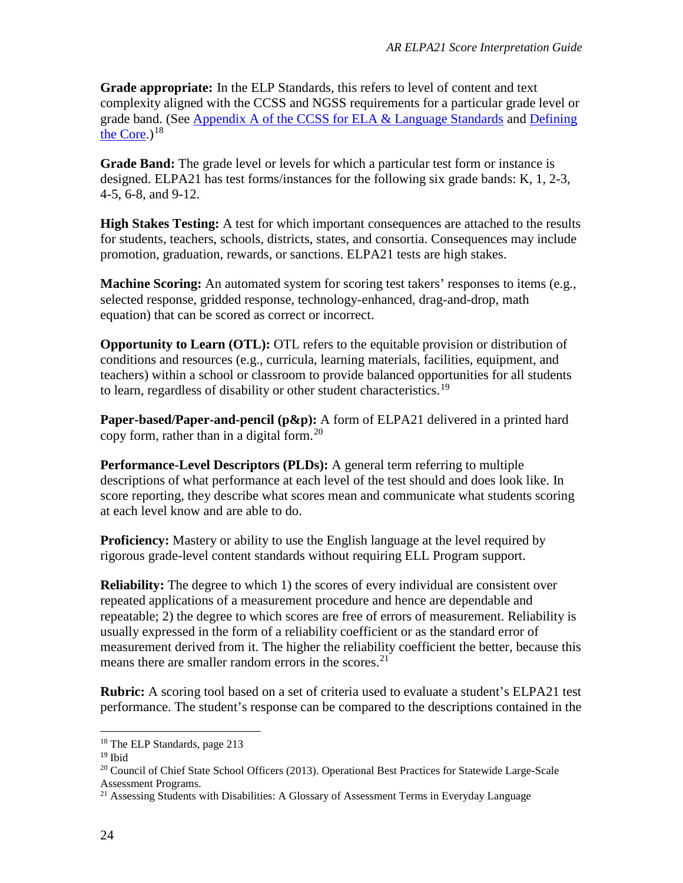**Grade appropriate:** In the ELP Standards, this refers to level of content and text complexity aligned with the CCSS and NGSS requirements for a particular grade level or grade band. (See Appendix A of the CCSS for ELA & Language Standards and Defining the Core.)[18]

**Grade Band:** The grade level or levels for which a particular test form or instance is designed. ELPA21 has test forms/instances for the following six grade bands: K, 1, 2-3, 4-5, 6-8, and 9-12.

**High Stakes Testing:** A test for which important consequences are attached to the results for students, teachers, schools, districts, states, and consortia. Consequences may include promotion, graduation, rewards, or sanctions. ELPA21 tests are high stakes.

**Machine Scoring:** An automated system for scoring test takers' responses to items (e.g., selected response, gridded response, technology-enhanced, drag-and-drop, math equation) that can be scored as correct or incorrect.

**Opportunity to Learn (OTL):** OTL refers to the equitable provision or distribution of conditions and resources (e.g., curricula, learning materials, facilities, equipment, and teachers) within a school or classroom to provide balanced opportunities for all students to learn, regardless of disability or other student characteristics.[19]

**Paper-based/Paper-and-pencil (p&p):** A form of ELPA21 delivered in a printed hard copy form, rather than in a digital form.[20]

**Performance-Level Descriptors (PLDs):** A general term referring to multiple descriptions of what performance at each level of the test should and does look like. In score reporting, they describe what scores mean and communicate what students scoring at each level know and are able to do.

**Proficiency:** Mastery or ability to use the English language at the level required by rigorous grade-level content standards without requiring ELL Program support.

**Reliability:** The degree to which 1) the scores of every individual are consistent over repeated applications of a measurement procedure and hence are dependable and repeatable; 2) the degree to which scores are free of errors of measurement. Reliability is usually expressed in the form of a reliability coefficient or as the standard error of measurement derived from it. The higher the reliability coefficient the better, because this means there are smaller random errors in the scores.[21]

**Rubric:** A scoring tool based on a set of criteria used to evaluate a student's ELPA21 test performance. The student's response can be compared to the descriptions contained in the

---

[18] The ELP Standards, page 213

[19] Ibid

[20] Council of Chief State School Officers (2013). Operational Best Practices for Statewide Large-Scale Assessment Programs.

[21] Assessing Students with Disabilities: A Glossary of Assessment Terms in Everyday Language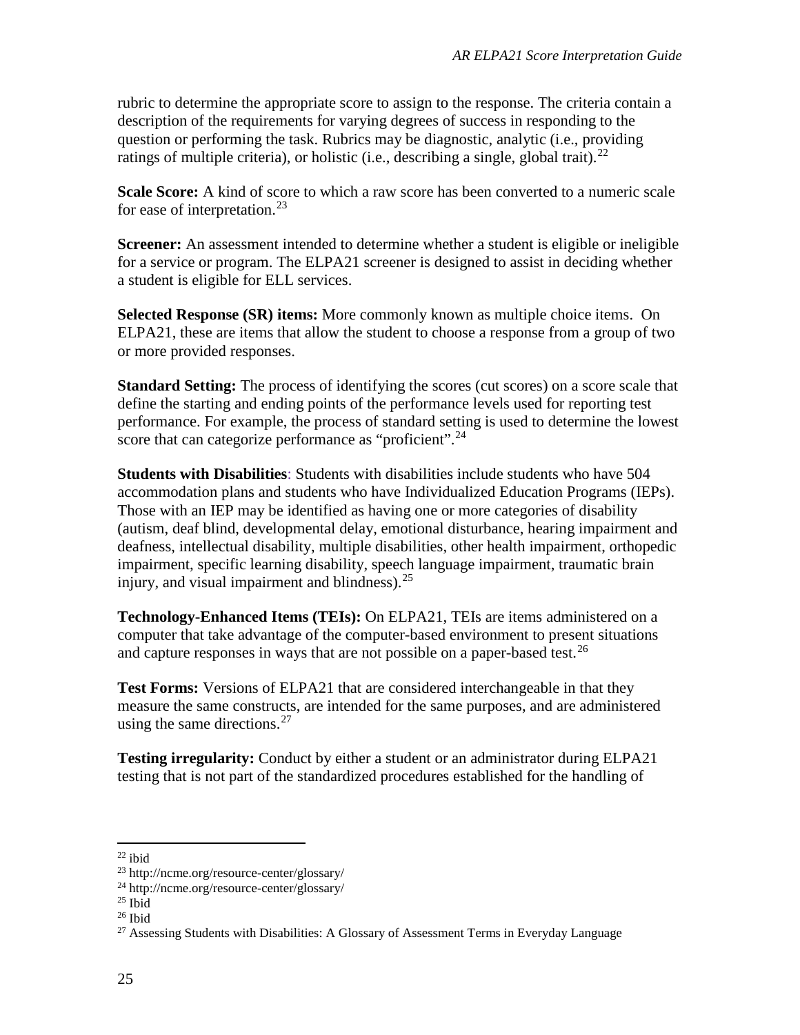rubric to determine the appropriate score to assign to the response. The criteria contain a description of the requirements for varying degrees of success in responding to the question or performing the task. Rubrics may be diagnostic, analytic (i.e., providing ratings of multiple criteria), or holistic (i.e., describing a single, global trait).[22]

**Scale Score:** A kind of score to which a raw score has been converted to a numeric scale for ease of interpretation.[23]

**Screener:** An assessment intended to determine whether a student is eligible or ineligible for a service or program. The ELPA21 screener is designed to assist in deciding whether a student is eligible for ELL services.

**Selected Response (SR) items:** More commonly known as multiple choice items. On ELPA21, these are items that allow the student to choose a response from a group of two or more provided responses.

**Standard Setting:** The process of identifying the scores (cut scores) on a score scale that define the starting and ending points of the performance levels used for reporting test performance. For example, the process of standard setting is used to determine the lowest score that can categorize performance as "proficient".[24]

**Students with Disabilities**: Students with disabilities include students who have 504 accommodation plans and students who have Individualized Education Programs (IEPs). Those with an IEP may be identified as having one or more categories of disability (autism, deaf blind, developmental delay, emotional disturbance, hearing impairment and deafness, intellectual disability, multiple disabilities, other health impairment, orthopedic impairment, specific learning disability, speech language impairment, traumatic brain injury, and visual impairment and blindness).[25]

**Technology-Enhanced Items (TEIs):** On ELPA21, TEIs are items administered on a computer that take advantage of the computer-based environment to present situations and capture responses in ways that are not possible on a paper-based test.[26]

**Test Forms:** Versions of ELPA21 that are considered interchangeable in that they measure the same constructs, are intended for the same purposes, and are administered using the same directions.[27]

**Testing irregularity:** Conduct by either a student or an administrator during ELPA21 testing that is not part of the standardized procedures established for the handling of

---

[22] ibid

[23] http://ncme.org/resource-center/glossary/

[24] http://ncme.org/resource-center/glossary/

[25] Ibid

[26] Ibid

[27] Assessing Students with Disabilities: A Glossary of Assessment Terms in Everyday Language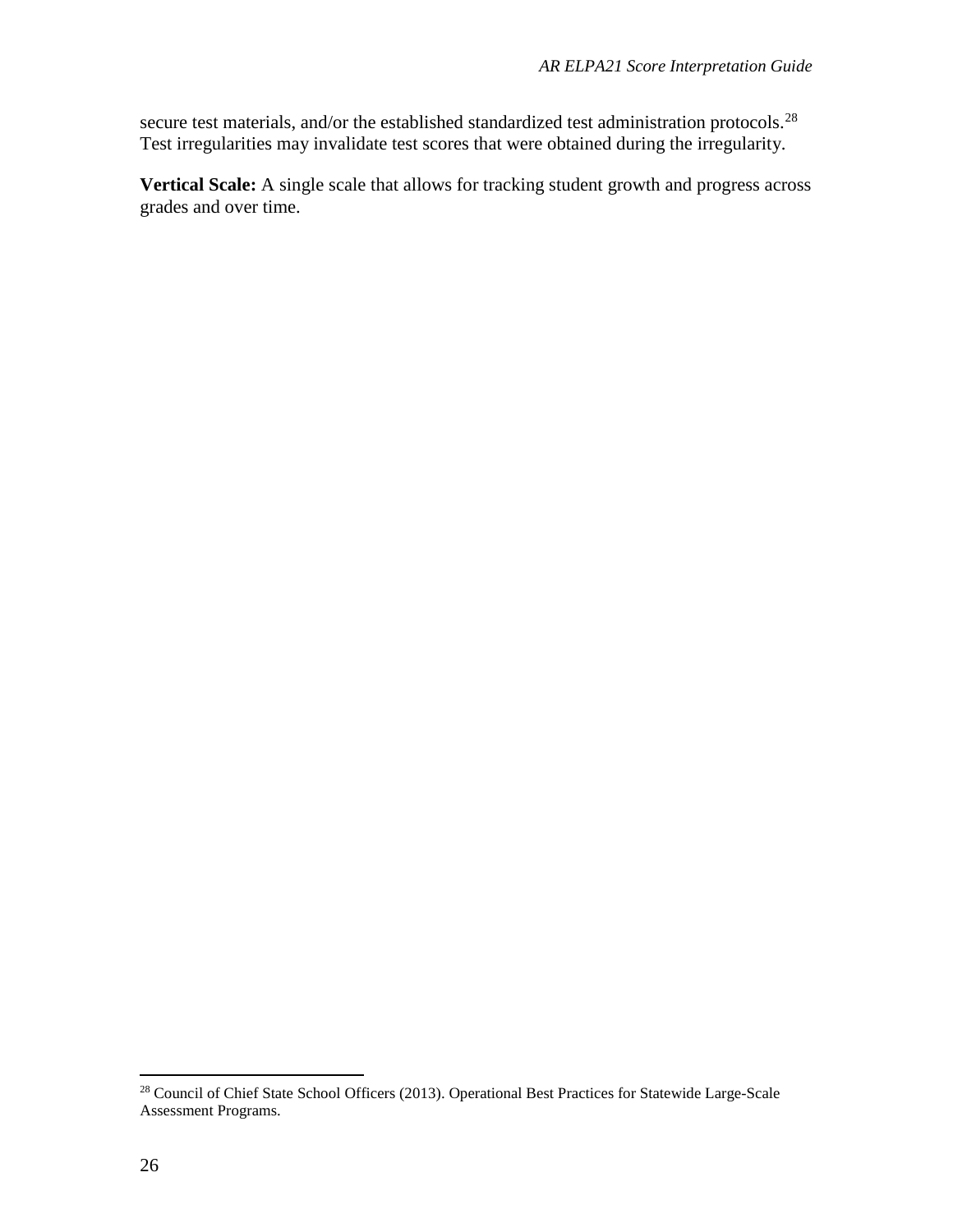secure test materials, and/or the established standardized test administration protocols.[28] Test irregularities may invalidate test scores that were obtained during the irregularity.

**Vertical Scale:** A single scale that allows for tracking student growth and progress across grades and over time.

---

[28] Council of Chief State School Officers (2013). Operational Best Practices for Statewide Large-Scale Assessment Programs.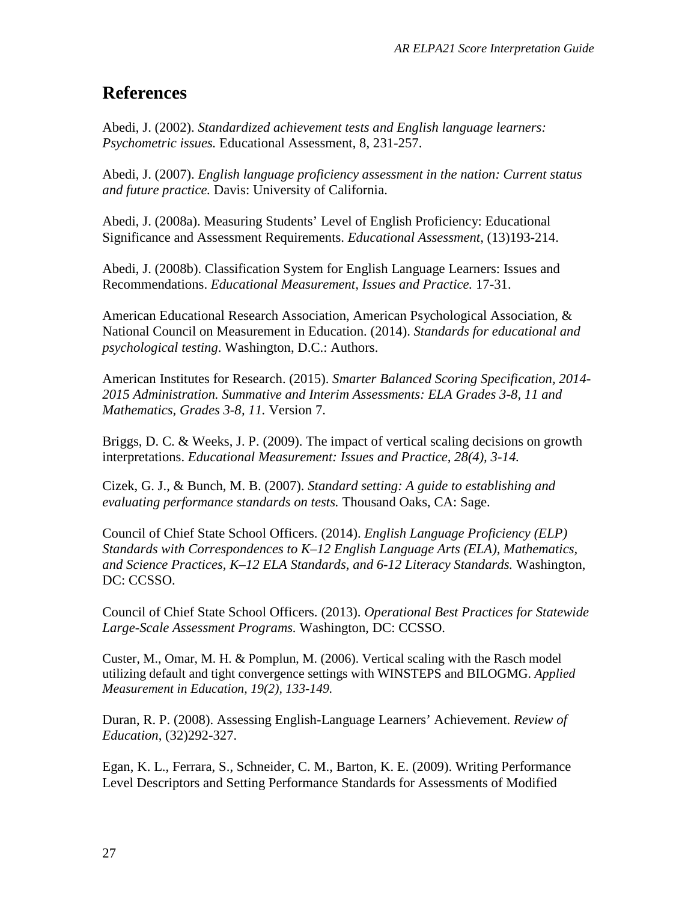## References

Abedi, J. (2002). *Standardized achievement tests and English language learners: Psychometric issues.* Educational Assessment, 8, 231-257.

Abedi, J. (2007). *English language proficiency assessment in the nation: Current status and future practice.* Davis: University of California.

Abedi, J. (2008a). Measuring Students' Level of English Proficiency: Educational Significance and Assessment Requirements. *Educational Assessment*, (13)193-214.

Abedi, J. (2008b). Classification System for English Language Learners: Issues and Recommendations. *Educational Measurement, Issues and Practice.* 17-31.

American Educational Research Association, American Psychological Association, & National Council on Measurement in Education. (2014). *Standards for educational and psychological testing*. Washington, D.C.: Authors.

American Institutes for Research. (2015). *Smarter Balanced Scoring Specification, 2014-2015 Administration. Summative and Interim Assessments: ELA Grades 3-8, 11 and Mathematics, Grades 3-8, 11.* Version 7.

Briggs, D. C. & Weeks, J. P. (2009). The impact of vertical scaling decisions on growth interpretations. *Educational Measurement: Issues and Practice, 28(4), 3-14.*

Cizek, G. J., & Bunch, M. B. (2007). *Standard setting: A guide to establishing and evaluating performance standards on tests.* Thousand Oaks, CA: Sage.

Council of Chief State School Officers. (2014). *English Language Proficiency (ELP) Standards with Correspondences to K–12 English Language Arts (ELA), Mathematics, and Science Practices, K–12 ELA Standards, and 6-12 Literacy Standards.* Washington, DC: CCSSO.

Council of Chief State School Officers. (2013). *Operational Best Practices for Statewide Large-Scale Assessment Programs.* Washington, DC: CCSSO.

Custer, M., Omar, M. H. & Pomplun, M. (2006). Vertical scaling with the Rasch model utilizing default and tight convergence settings with WINSTEPS and BILOGMG. *Applied Measurement in Education, 19(2), 133-149.*

Duran, R. P. (2008). Assessing English-Language Learners' Achievement. *Review of Education*, (32)292-327.

Egan, K. L., Ferrara, S., Schneider, C. M., Barton, K. E. (2009). Writing Performance Level Descriptors and Setting Performance Standards for Assessments of Modified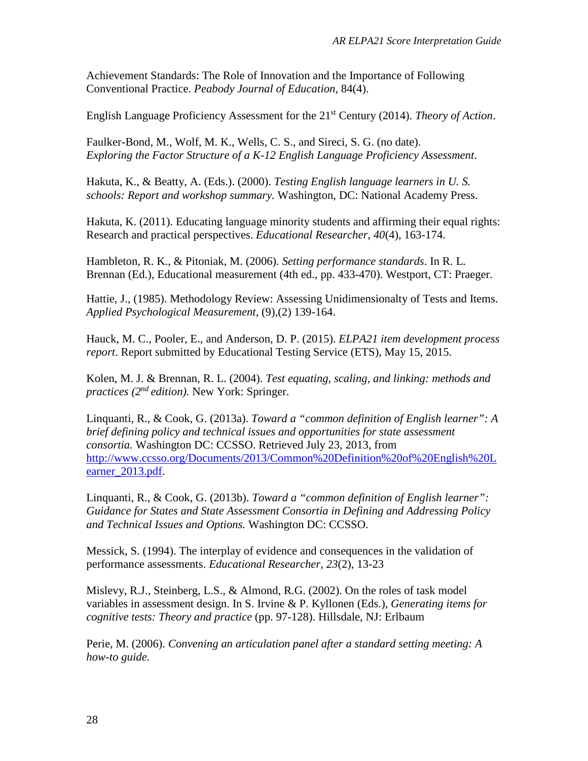Achievement Standards: The Role of Innovation and the Importance of Following Conventional Practice. *Peabody Journal of Education*, 84(4).

English Language Proficiency Assessment for the 21st Century (2014). *Theory of Action*.

Faulker-Bond, M., Wolf, M. K., Wells, C. S., and Sireci, S. G. (no date). *Exploring the Factor Structure of a K-12 English Language Proficiency Assessment*.

Hakuta, K., & Beatty, A. (Eds.). (2000). *Testing English language learners in U. S. schools: Report and workshop summary.* Washington, DC: National Academy Press.

Hakuta, K. (2011). Educating language minority students and affirming their equal rights: Research and practical perspectives. *Educational Researcher, 40*(4), 163-174.

Hambleton, R. K., & Pitoniak, M. (2006). *Setting performance standards*. In R. L. Brennan (Ed.), Educational measurement (4th ed., pp. 433-470). Westport, CT: Praeger.

Hattie, J., (1985). Methodology Review: Assessing Unidimensionalty of Tests and Items. *Applied Psychological Measurement*, (9),(2) 139-164.

Hauck, M. C., Pooler, E., and Anderson, D. P. (2015). *ELPA21 item development process report*. Report submitted by Educational Testing Service (ETS), May 15, 2015.

Kolen, M. J. & Brennan, R. L. (2004). *Test equating, scaling, and linking: methods and practices (2nd edition).* New York: Springer.

Linquanti, R., & Cook, G. (2013a). *Toward a "common definition of English learner": A brief defining policy and technical issues and opportunities for state assessment consortia.* Washington DC: CCSSO. Retrieved July 23, 2013, from http://www.ccsso.org/Documents/2013/Common%20Definition%20of%20English%20Learner_2013.pdf.

Linquanti, R., & Cook, G. (2013b). *Toward a "common definition of English learner": Guidance for States and State Assessment Consortia in Defining and Addressing Policy and Technical Issues and Options.* Washington DC: CCSSO.

Messick, S. (1994). The interplay of evidence and consequences in the validation of performance assessments. *Educational Researcher, 23*(2), 13-23

Mislevy, R.J., Steinberg, L.S., & Almond, R.G. (2002). On the roles of task model variables in assessment design. In S. Irvine & P. Kyllonen (Eds.), *Generating items for cognitive tests: Theory and practice* (pp. 97-128). Hillsdale, NJ: Erlbaum

Perie, M. (2006). *Convening an articulation panel after a standard setting meeting: A how-to guide.*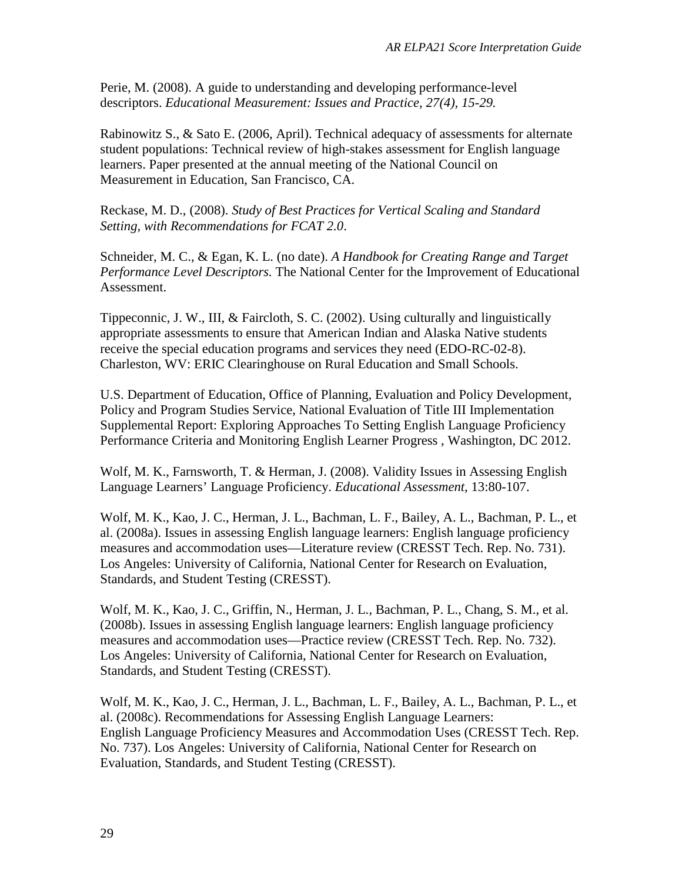Perie, M. (2008). A guide to understanding and developing performance-level descriptors. *Educational Measurement: Issues and Practice, 27(4), 15-29.*

Rabinowitz S., & Sato E. (2006, April). Technical adequacy of assessments for alternate student populations: Technical review of high-stakes assessment for English language learners. Paper presented at the annual meeting of the National Council on Measurement in Education, San Francisco, CA.

Reckase, M. D., (2008). *Study of Best Practices for Vertical Scaling and Standard Setting, with Recommendations for FCAT 2.0*.

Schneider, M. C., & Egan, K. L. (no date). *A Handbook for Creating Range and Target Performance Level Descriptors.* The National Center for the Improvement of Educational Assessment.

Tippeconnic, J. W., III, & Faircloth, S. C. (2002). Using culturally and linguistically appropriate assessments to ensure that American Indian and Alaska Native students receive the special education programs and services they need (EDO-RC-02-8). Charleston, WV: ERIC Clearinghouse on Rural Education and Small Schools.

U.S. Department of Education, Office of Planning, Evaluation and Policy Development, Policy and Program Studies Service, National Evaluation of Title III Implementation Supplemental Report: Exploring Approaches To Setting English Language Proficiency Performance Criteria and Monitoring English Learner Progress , Washington, DC 2012.

Wolf, M. K., Farnsworth, T. & Herman, J. (2008). Validity Issues in Assessing English Language Learners' Language Proficiency. *Educational Assessment*, 13:80-107.

Wolf, M. K., Kao, J. C., Herman, J. L., Bachman, L. F., Bailey, A. L., Bachman, P. L., et al. (2008a). Issues in assessing English language learners: English language proficiency measures and accommodation uses—Literature review (CRESST Tech. Rep. No. 731). Los Angeles: University of California, National Center for Research on Evaluation, Standards, and Student Testing (CRESST).

Wolf, M. K., Kao, J. C., Griffin, N., Herman, J. L., Bachman, P. L., Chang, S. M., et al. (2008b). Issues in assessing English language learners: English language proficiency measures and accommodation uses—Practice review (CRESST Tech. Rep. No. 732). Los Angeles: University of California, National Center for Research on Evaluation, Standards, and Student Testing (CRESST).

Wolf, M. K., Kao, J. C., Herman, J. L., Bachman, L. F., Bailey, A. L., Bachman, P. L., et al. (2008c). Recommendations for Assessing English Language Learners: English Language Proficiency Measures and Accommodation Uses (CRESST Tech. Rep. No. 737). Los Angeles: University of California, National Center for Research on Evaluation, Standards, and Student Testing (CRESST).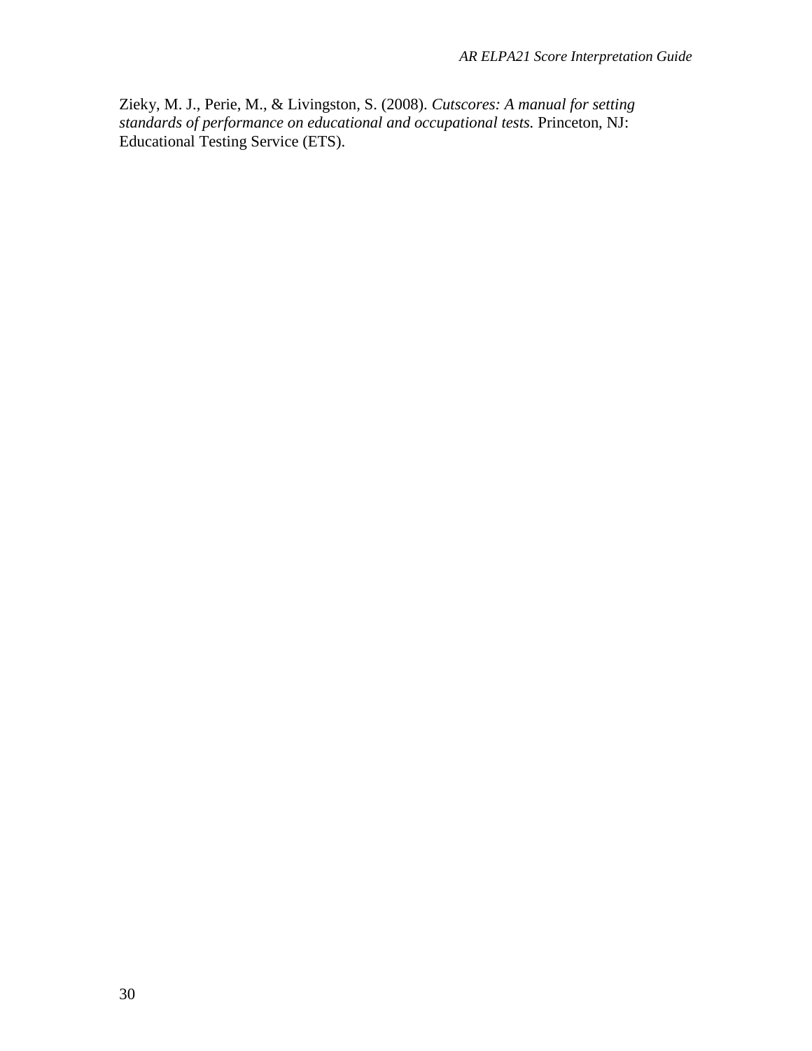Zieky, M. J., Perie, M., & Livingston, S. (2008). *Cutscores: A manual for setting standards of performance on educational and occupational tests.* Princeton, NJ: Educational Testing Service (ETS).